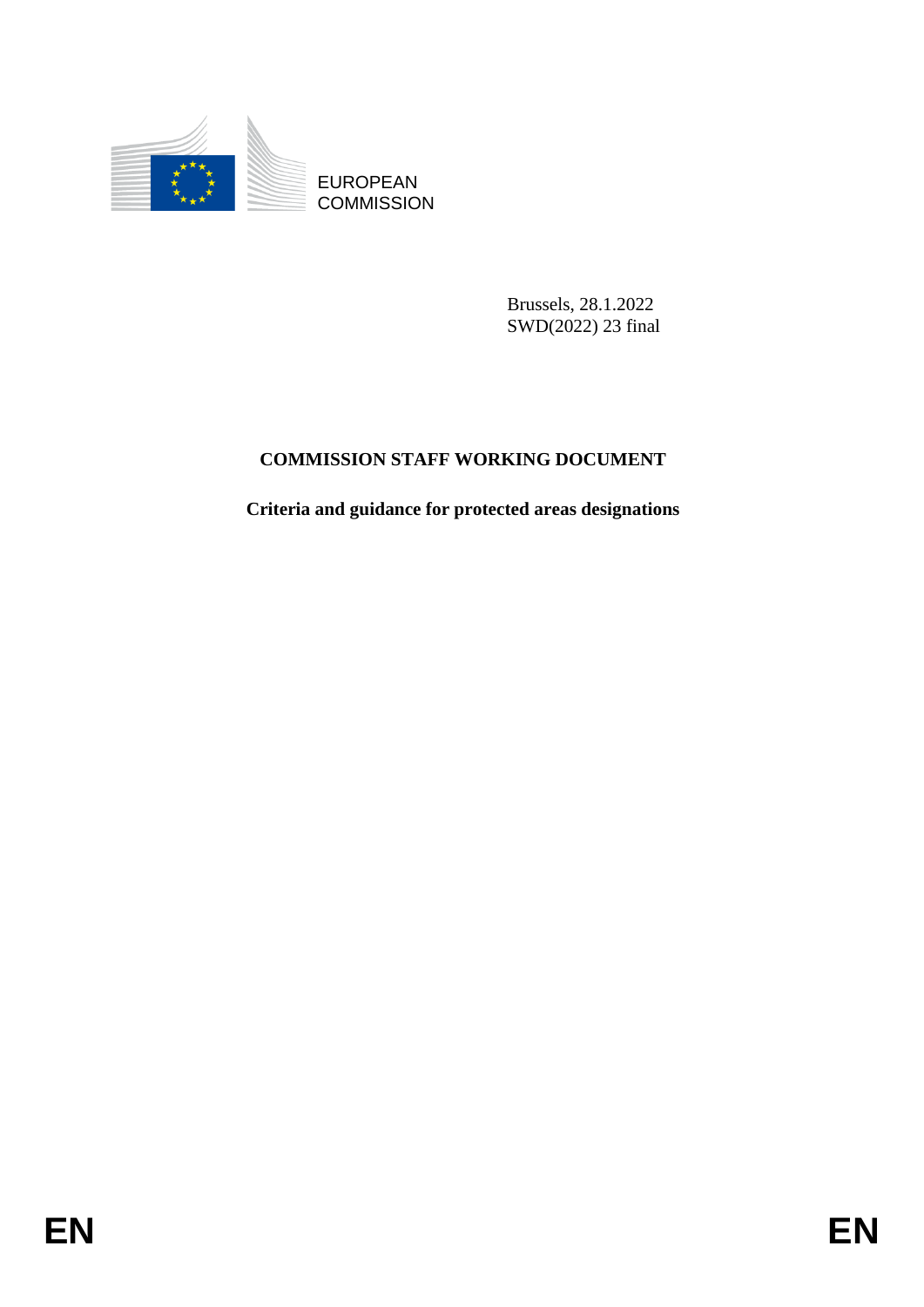EUROPEAN
COMMISSION

Brussels, 28.1.2022
SWD(2022) 23 final

# COMMISSION STAFF WORKING DOCUMENT

## Criteria and guidance for protected areas designations

EN EN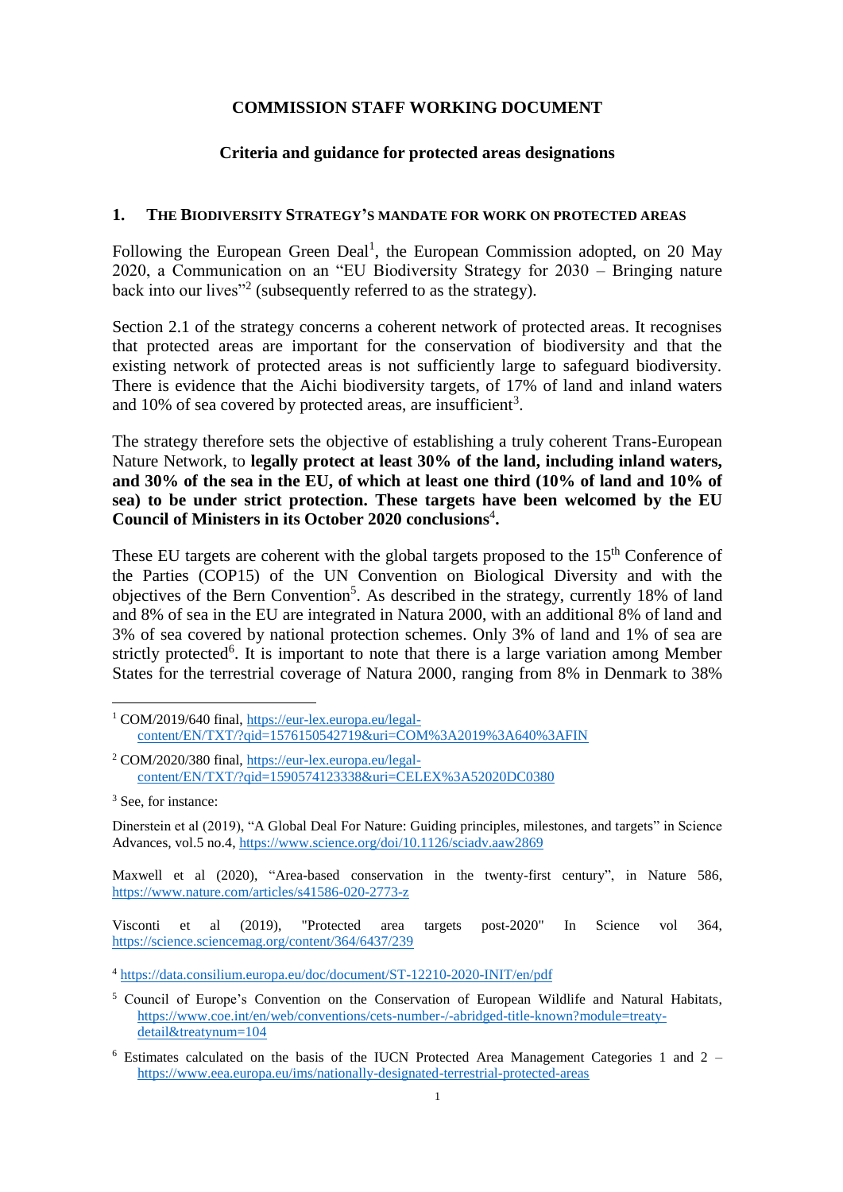# COMMISSION STAFF WORKING DOCUMENT

## Criteria and guidance for protected areas designations

### 1. The Biodiversity Strategy's mandate for work on protected areas

Following the European Green Deal[1], the European Commission adopted, on 20 May 2020, a Communication on an "EU Biodiversity Strategy for 2030 – Bringing nature back into our lives"[2] (subsequently referred to as the strategy).

Section 2.1 of the strategy concerns a coherent network of protected areas. It recognises that protected areas are important for the conservation of biodiversity and that the existing network of protected areas is not sufficiently large to safeguard biodiversity. There is evidence that the Aichi biodiversity targets, of 17% of land and inland waters and 10% of sea covered by protected areas, are insufficient[3].

The strategy therefore sets the objective of establishing a truly coherent Trans-European Nature Network, to **legally protect at least 30% of the land, including inland waters, and 30% of the sea in the EU, of which at least one third (10% of land and 10% of sea) to be under strict protection. These targets have been welcomed by the EU Council of Ministers in its October 2020 conclusions[4].**

These EU targets are coherent with the global targets proposed to the 15th Conference of the Parties (COP15) of the UN Convention on Biological Diversity and with the objectives of the Bern Convention[5]. As described in the strategy, currently 18% of land and 8% of sea in the EU are integrated in Natura 2000, with an additional 8% of land and 3% of sea covered by national protection schemes. Only 3% of land and 1% of sea are strictly protected[6]. It is important to note that there is a large variation among Member States for the terrestrial coverage of Natura 2000, ranging from 8% in Denmark to 38%

---

[1] COM/2019/640 final, https://eur-lex.europa.eu/legal-content/EN/TXT/?qid=1576150542719&uri=COM%3A2019%3A640%3AFIN

[2] COM/2020/380 final, https://eur-lex.europa.eu/legal-content/EN/TXT/?qid=1590574123338&uri=CELEX%3A52020DC0380

[3] See, for instance:

Dinerstein et al (2019), "A Global Deal For Nature: Guiding principles, milestones, and targets" in Science Advances, vol.5 no.4, https://www.science.org/doi/10.1126/sciadv.aaw2869

Maxwell et al (2020), "Area-based conservation in the twenty-first century", in Nature 586, https://www.nature.com/articles/s41586-020-2773-z

Visconti et al (2019), "Protected area targets post-2020" In Science vol 364, https://science.sciencemag.org/content/364/6437/239

[4] https://data.consilium.europa.eu/doc/document/ST-12210-2020-INIT/en/pdf

[5] Council of Europe's Convention on the Conservation of European Wildlife and Natural Habitats, https://www.coe.int/en/web/conventions/cets-number-/-abridged-title-known?module=treaty-detail&treatynum=104

[6] Estimates calculated on the basis of the IUCN Protected Area Management Categories 1 and 2 – https://www.eea.europa.eu/ims/nationally-designated-terrestrial-protected-areas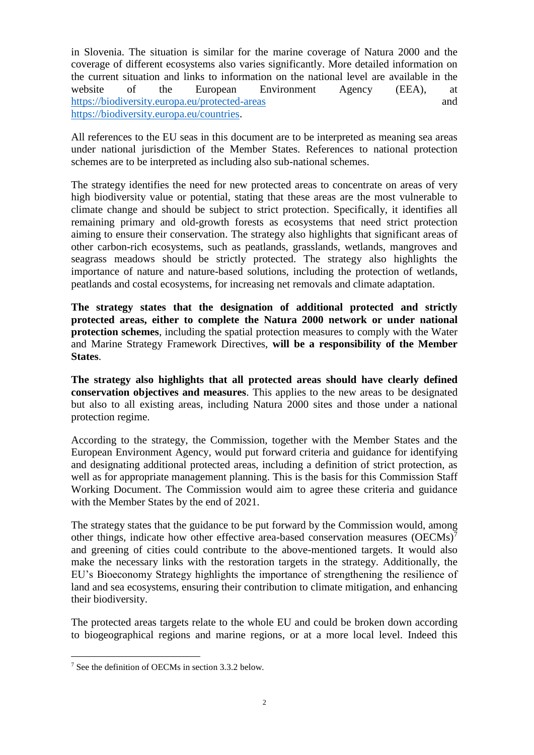in Slovenia. The situation is similar for the marine coverage of Natura 2000 and the coverage of different ecosystems also varies significantly. More detailed information on the current situation and links to information on the national level are available in the website of the European Environment Agency (EEA), at https://biodiversity.europa.eu/protected-areas and https://biodiversity.europa.eu/countries.

All references to the EU seas in this document are to be interpreted as meaning sea areas under national jurisdiction of the Member States. References to national protection schemes are to be interpreted as including also sub-national schemes.

The strategy identifies the need for new protected areas to concentrate on areas of very high biodiversity value or potential, stating that these areas are the most vulnerable to climate change and should be subject to strict protection. Specifically, it identifies all remaining primary and old-growth forests as ecosystems that need strict protection aiming to ensure their conservation. The strategy also highlights that significant areas of other carbon-rich ecosystems, such as peatlands, grasslands, wetlands, mangroves and seagrass meadows should be strictly protected. The strategy also highlights the importance of nature and nature-based solutions, including the protection of wetlands, peatlands and costal ecosystems, for increasing net removals and climate adaptation.

**The strategy states that the designation of additional protected and strictly protected areas, either to complete the Natura 2000 network or under national protection schemes**, including the spatial protection measures to comply with the Water and Marine Strategy Framework Directives, **will be a responsibility of the Member States**.

**The strategy also highlights that all protected areas should have clearly defined conservation objectives and measures**. This applies to the new areas to be designated but also to all existing areas, including Natura 2000 sites and those under a national protection regime.

According to the strategy, the Commission, together with the Member States and the European Environment Agency, would put forward criteria and guidance for identifying and designating additional protected areas, including a definition of strict protection, as well as for appropriate management planning. This is the basis for this Commission Staff Working Document. The Commission would aim to agree these criteria and guidance with the Member States by the end of 2021.

The strategy states that the guidance to be put forward by the Commission would, among other things, indicate how other effective area-based conservation measures (OECMs)[7] and greening of cities could contribute to the above-mentioned targets. It would also make the necessary links with the restoration targets in the strategy. Additionally, the EU's Bioeconomy Strategy highlights the importance of strengthening the resilience of land and sea ecosystems, ensuring their contribution to climate mitigation, and enhancing their biodiversity.

The protected areas targets relate to the whole EU and could be broken down according to biogeographical regions and marine regions, or at a more local level. Indeed this

[7] See the definition of OECMs in section 3.3.2 below.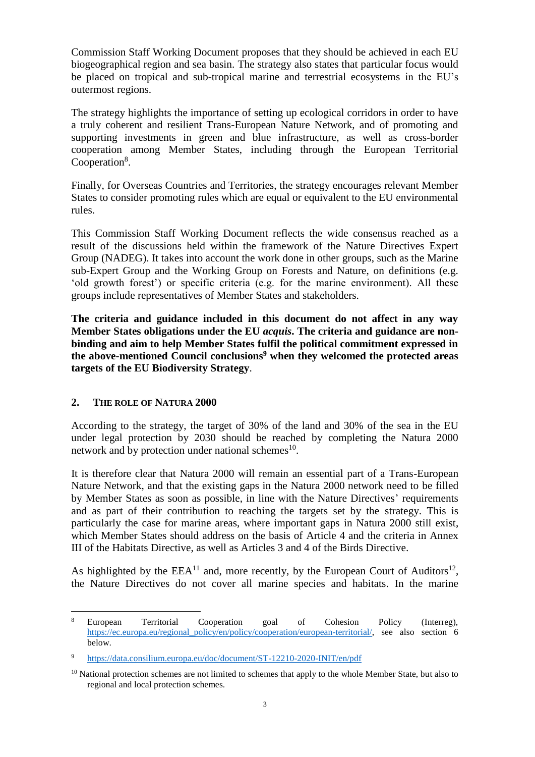Commission Staff Working Document proposes that they should be achieved in each EU biogeographical region and sea basin. The strategy also states that particular focus would be placed on tropical and sub-tropical marine and terrestrial ecosystems in the EU's outermost regions.

The strategy highlights the importance of setting up ecological corridors in order to have a truly coherent and resilient Trans-European Nature Network, and of promoting and supporting investments in green and blue infrastructure, as well as cross-border cooperation among Member States, including through the European Territorial Cooperation[8].

Finally, for Overseas Countries and Territories, the strategy encourages relevant Member States to consider promoting rules which are equal or equivalent to the EU environmental rules.

This Commission Staff Working Document reflects the wide consensus reached as a result of the discussions held within the framework of the Nature Directives Expert Group (NADEG). It takes into account the work done in other groups, such as the Marine sub-Expert Group and the Working Group on Forests and Nature, on definitions (e.g. 'old growth forest') or specific criteria (e.g. for the marine environment). All these groups include representatives of Member States and stakeholders.

**The criteria and guidance included in this document do not affect in any way Member States obligations under the EU *acquis*. The criteria and guidance are non-binding and aim to help Member States fulfil the political commitment expressed in the above-mentioned Council conclusions[9] when they welcomed the protected areas targets of the EU Biodiversity Strategy**.

## 2. THE ROLE OF NATURA 2000

According to the strategy, the target of 30% of the land and 30% of the sea in the EU under legal protection by 2030 should be reached by completing the Natura 2000 network and by protection under national schemes[10].

It is therefore clear that Natura 2000 will remain an essential part of a Trans-European Nature Network, and that the existing gaps in the Natura 2000 network need to be filled by Member States as soon as possible, in line with the Nature Directives' requirements and as part of their contribution to reaching the targets set by the strategy. This is particularly the case for marine areas, where important gaps in Natura 2000 still exist, which Member States should address on the basis of Article 4 and the criteria in Annex III of the Habitats Directive, as well as Articles 3 and 4 of the Birds Directive.

As highlighted by the EEA[11] and, more recently, by the European Court of Auditors[12], the Nature Directives do not cover all marine species and habitats. In the marine

---

[8] European Territorial Cooperation goal of Cohesion Policy (Interreg), https://ec.europa.eu/regional_policy/en/policy/cooperation/european-territorial/, see also section 6 below.

[9] https://data.consilium.europa.eu/doc/document/ST-12210-2020-INIT/en/pdf

[10] National protection schemes are not limited to schemes that apply to the whole Member State, but also to regional and local protection schemes.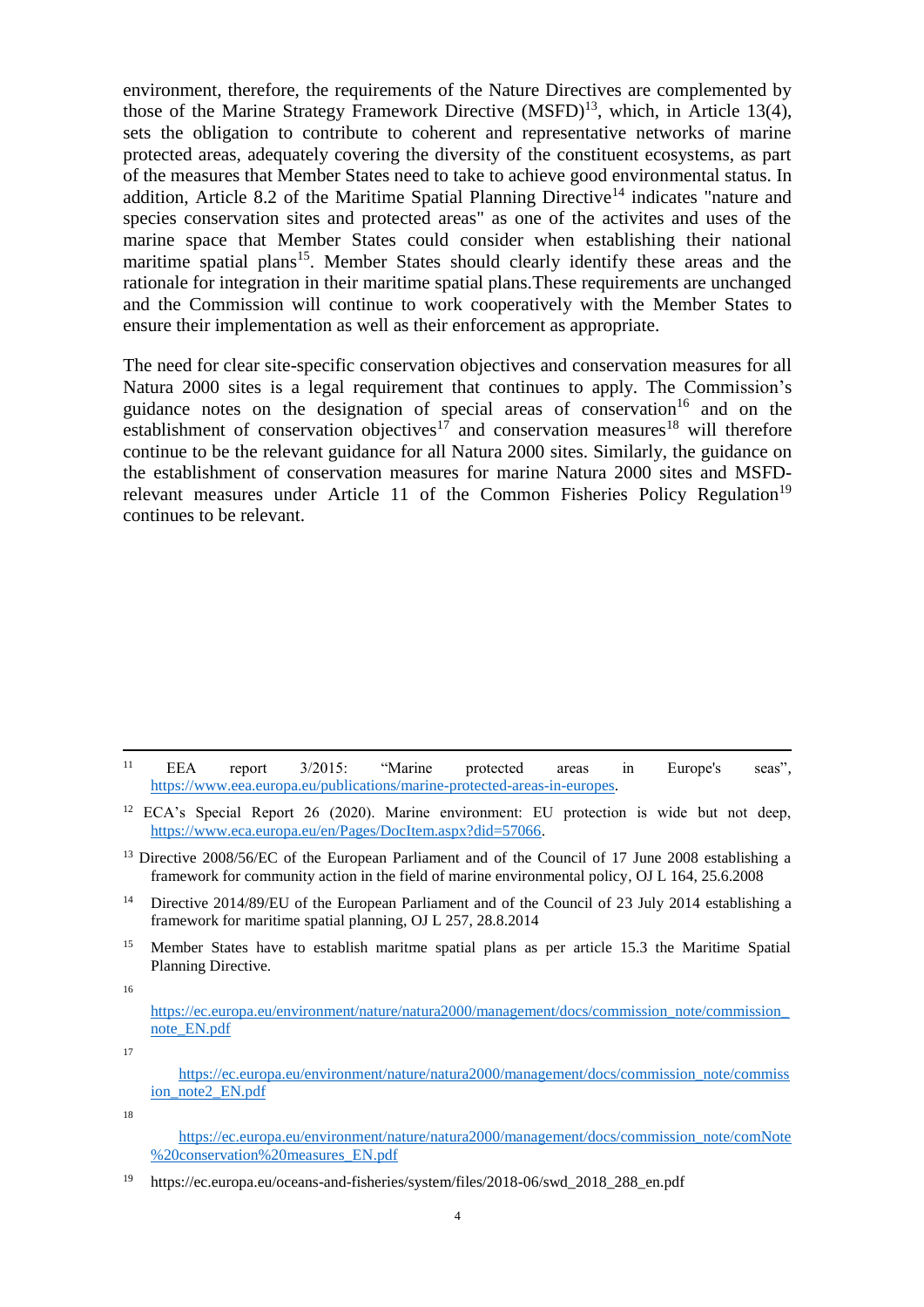environment, therefore, the requirements of the Nature Directives are complemented by those of the Marine Strategy Framework Directive (MSFD)[13], which, in Article 13(4), sets the obligation to contribute to coherent and representative networks of marine protected areas, adequately covering the diversity of the constituent ecosystems, as part of the measures that Member States need to take to achieve good environmental status. In addition, Article 8.2 of the Maritime Spatial Planning Directive[14] indicates "nature and species conservation sites and protected areas" as one of the activites and uses of the marine space that Member States could consider when establishing their national maritime spatial plans[15]. Member States should clearly identify these areas and the rationale for integration in their maritime spatial plans.These requirements are unchanged and the Commission will continue to work cooperatively with the Member States to ensure their implementation as well as their enforcement as appropriate.

The need for clear site-specific conservation objectives and conservation measures for all Natura 2000 sites is a legal requirement that continues to apply. The Commission's guidance notes on the designation of special areas of conservation[16] and on the establishment of conservation objectives[17] and conservation measures[18] will therefore continue to be the relevant guidance for all Natura 2000 sites. Similarly, the guidance on the establishment of conservation measures for marine Natura 2000 sites and MSFD-relevant measures under Article 11 of the Common Fisheries Policy Regulation[19] continues to be relevant.

---

[11] EEA report 3/2015: "Marine protected areas in Europe's seas", https://www.eea.europa.eu/publications/marine-protected-areas-in-europes.

[12] ECA's Special Report 26 (2020). Marine environment: EU protection is wide but not deep, https://www.eca.europa.eu/en/Pages/DocItem.aspx?did=57066.

[13] Directive 2008/56/EC of the European Parliament and of the Council of 17 June 2008 establishing a framework for community action in the field of marine environmental policy, OJ L 164, 25.6.2008

[14] Directive 2014/89/EU of the European Parliament and of the Council of 23 July 2014 establishing a framework for maritime spatial planning, OJ L 257, 28.8.2014

[15] Member States have to establish maritme spatial plans as per article 15.3 the Maritime Spatial Planning Directive.

[16] https://ec.europa.eu/environment/nature/natura2000/management/docs/commission_note/commission_note_EN.pdf

[17] https://ec.europa.eu/environment/nature/natura2000/management/docs/commission_note/commission_note2_EN.pdf

[18] https://ec.europa.eu/environment/nature/natura2000/management/docs/commission_note/comNote%20conservation%20measures_EN.pdf

[19] https://ec.europa.eu/oceans-and-fisheries/system/files/2018-06/swd_2018_288_en.pdf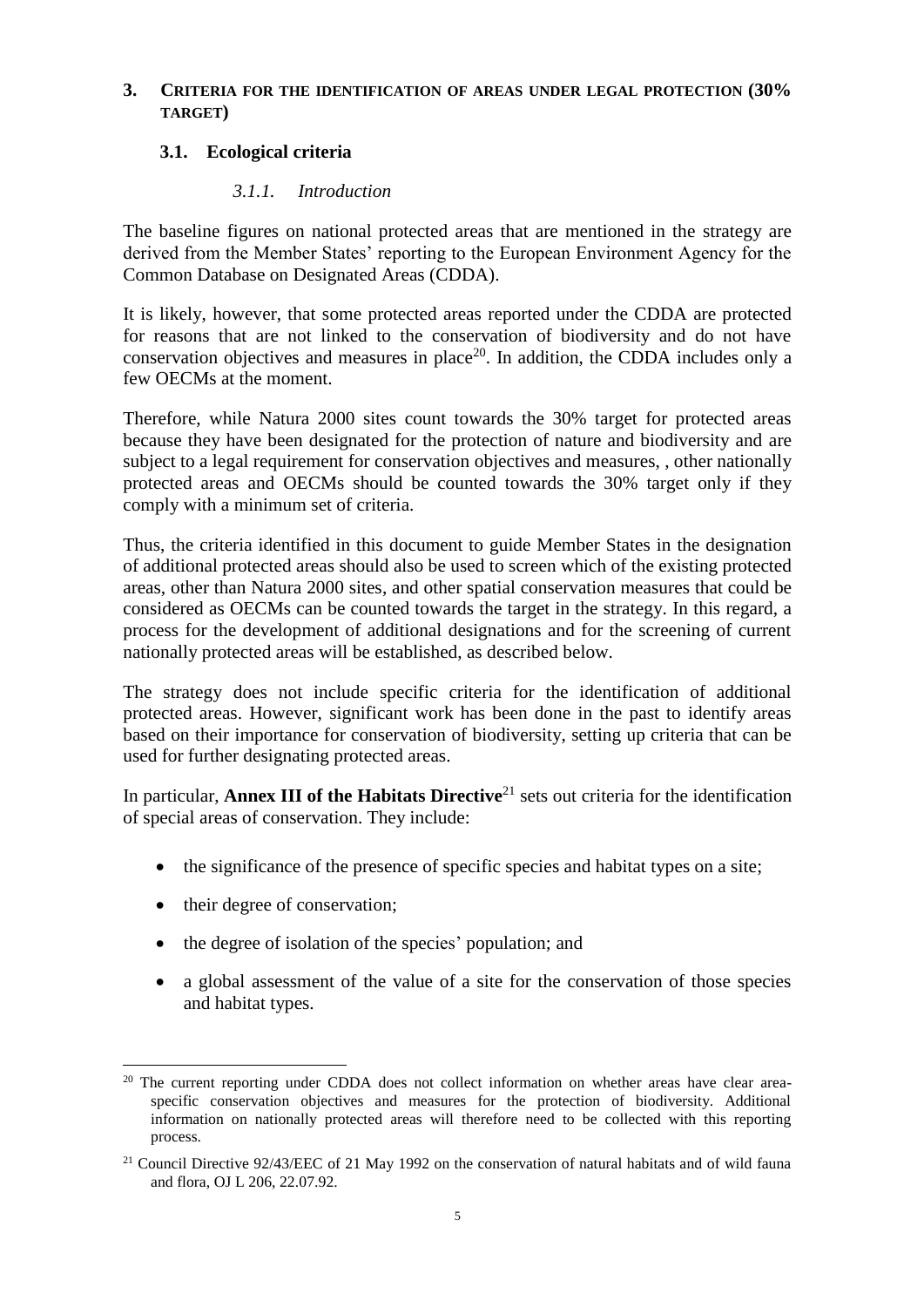## 3. Criteria for the identification of areas under legal protection (30% target)

### 3.1. Ecological criteria

#### *3.1.1. Introduction*

The baseline figures on national protected areas that are mentioned in the strategy are derived from the Member States' reporting to the European Environment Agency for the Common Database on Designated Areas (CDDA).

It is likely, however, that some protected areas reported under the CDDA are protected for reasons that are not linked to the conservation of biodiversity and do not have conservation objectives and measures in place[20]. In addition, the CDDA includes only a few OECMs at the moment.

Therefore, while Natura 2000 sites count towards the 30% target for protected areas because they have been designated for the protection of nature and biodiversity and are subject to a legal requirement for conservation objectives and measures, , other nationally protected areas and OECMs should be counted towards the 30% target only if they comply with a minimum set of criteria.

Thus, the criteria identified in this document to guide Member States in the designation of additional protected areas should also be used to screen which of the existing protected areas, other than Natura 2000 sites, and other spatial conservation measures that could be considered as OECMs can be counted towards the target in the strategy. In this regard, a process for the development of additional designations and for the screening of current nationally protected areas will be established, as described below.

The strategy does not include specific criteria for the identification of additional protected areas. However, significant work has been done in the past to identify areas based on their importance for conservation of biodiversity, setting up criteria that can be used for further designating protected areas.

In particular, **Annex III of the Habitats Directive**[21] sets out criteria for the identification of special areas of conservation. They include:

- the significance of the presence of specific species and habitat types on a site;
- their degree of conservation;
- the degree of isolation of the species' population; and
- a global assessment of the value of a site for the conservation of those species and habitat types.

---

[20] The current reporting under CDDA does not collect information on whether areas have clear area-specific conservation objectives and measures for the protection of biodiversity. Additional information on nationally protected areas will therefore need to be collected with this reporting process.

[21] Council Directive 92/43/EEC of 21 May 1992 on the conservation of natural habitats and of wild fauna and flora, OJ L 206, 22.07.92.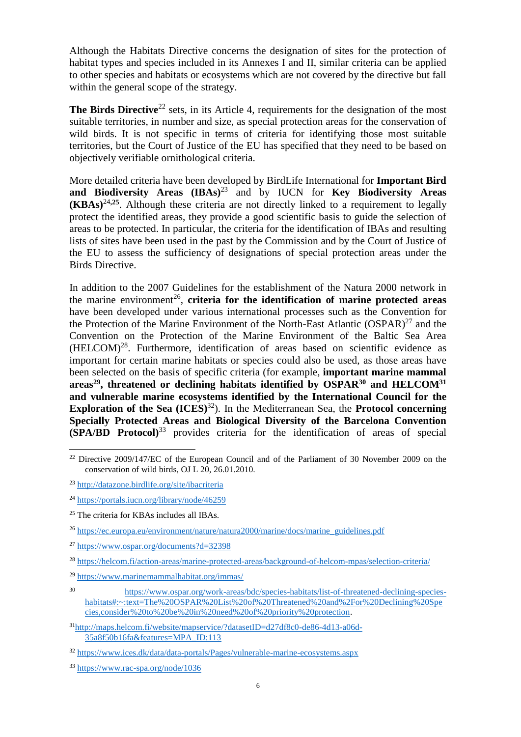Although the Habitats Directive concerns the designation of sites for the protection of habitat types and species included in its Annexes I and II, similar criteria can be applied to other species and habitats or ecosystems which are not covered by the directive but fall within the general scope of the strategy.

**The Birds Directive**[22] sets, in its Article 4, requirements for the designation of the most suitable territories, in number and size, as special protection areas for the conservation of wild birds. It is not specific in terms of criteria for identifying those most suitable territories, but the Court of Justice of the EU has specified that they need to be based on objectively verifiable ornithological criteria.

More detailed criteria have been developed by BirdLife International for **Important Bird and Biodiversity Areas (IBAs)**[23] and by IUCN for **Key Biodiversity Areas (KBAs)**[24,25]. Although these criteria are not directly linked to a requirement to legally protect the identified areas, they provide a good scientific basis to guide the selection of areas to be protected. In particular, the criteria for the identification of IBAs and resulting lists of sites have been used in the past by the Commission and by the Court of Justice of the EU to assess the sufficiency of designations of special protection areas under the Birds Directive.

In addition to the 2007 Guidelines for the establishment of the Natura 2000 network in the marine environment[26], **criteria for the identification of marine protected areas** have been developed under various international processes such as the Convention for the Protection of the Marine Environment of the North-East Atlantic (OSPAR)[27] and the Convention on the Protection of the Marine Environment of the Baltic Sea Area (HELCOM)[28]. Furthermore, identification of areas based on scientific evidence as important for certain marine habitats or species could also be used, as those areas have been selected on the basis of specific criteria (for example, **important marine mammal areas**[29]**, threatened or declining habitats identified by OSPAR**[30] **and HELCOM**[31] **and vulnerable marine ecosystems identified by the International Council for the Exploration of the Sea (ICES)**[32]). In the Mediterranean Sea, the **Protocol concerning Specially Protected Areas and Biological Diversity of the Barcelona Convention (SPA/BD Protocol)**[33] provides criteria for the identification of areas of special

---

[22] Directive 2009/147/EC of the European Council and of the Parliament of 30 November 2009 on the conservation of wild birds, OJ L 20, 26.01.2010.

[23] http://datazone.birdlife.org/site/ibacriteria

[24] https://portals.iucn.org/library/node/46259

[25] The criteria for KBAs includes all IBAs.

[26] https://ec.europa.eu/environment/nature/natura2000/marine/docs/marine_guidelines.pdf

[27] https://www.ospar.org/documents?d=32398

[28] https://helcom.fi/action-areas/marine-protected-areas/background-of-helcom-mpas/selection-criteria/

[29] https://www.marinemammalhabitat.org/immas/

[30] https://www.ospar.org/work-areas/bdc/species-habitats/list-of-threatened-declining-species-habitats#:~:text=The%20OSPAR%20List%20of%20Threatened%20and%2For%20Declining%20Species,consider%20to%20be%20in%20need%20of%20priority%20protection.

[31] http://maps.helcom.fi/website/mapservice/?datasetID=d27df8c0-de86-4d13-a06d-35a8f50b16fa&features=MPA_ID:113

[32] https://www.ices.dk/data/data-portals/Pages/vulnerable-marine-ecosystems.aspx

[33] https://www.rac-spa.org/node/1036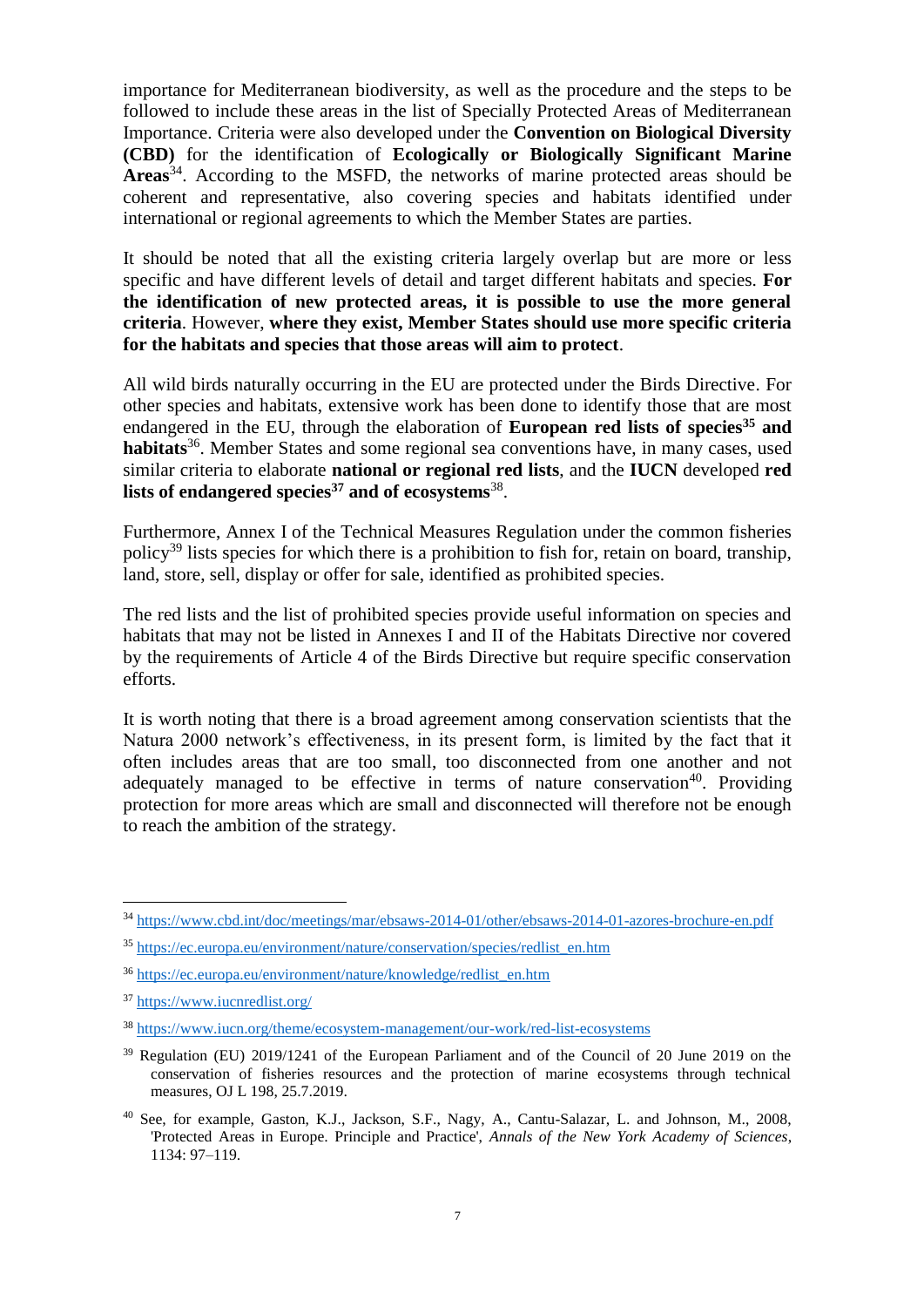importance for Mediterranean biodiversity, as well as the procedure and the steps to be followed to include these areas in the list of Specially Protected Areas of Mediterranean Importance. Criteria were also developed under the **Convention on Biological Diversity (CBD)** for the identification of **Ecologically or Biologically Significant Marine Areas**[34]. According to the MSFD, the networks of marine protected areas should be coherent and representative, also covering species and habitats identified under international or regional agreements to which the Member States are parties.

It should be noted that all the existing criteria largely overlap but are more or less specific and have different levels of detail and target different habitats and species. **For the identification of new protected areas, it is possible to use the more general criteria**. However, **where they exist, Member States should use more specific criteria for the habitats and species that those areas will aim to protect**.

All wild birds naturally occurring in the EU are protected under the Birds Directive. For other species and habitats, extensive work has been done to identify those that are most endangered in the EU, through the elaboration of **European red lists of species**[35] **and habitats**[36]. Member States and some regional sea conventions have, in many cases, used similar criteria to elaborate **national or regional red lists**, and the **IUCN** developed **red lists of endangered species**[37] **and of ecosystems**[38].

Furthermore, Annex I of the Technical Measures Regulation under the common fisheries policy[39] lists species for which there is a prohibition to fish for, retain on board, tranship, land, store, sell, display or offer for sale, identified as prohibited species.

The red lists and the list of prohibited species provide useful information on species and habitats that may not be listed in Annexes I and II of the Habitats Directive nor covered by the requirements of Article 4 of the Birds Directive but require specific conservation efforts.

It is worth noting that there is a broad agreement among conservation scientists that the Natura 2000 network's effectiveness, in its present form, is limited by the fact that it often includes areas that are too small, too disconnected from one another and not adequately managed to be effective in terms of nature conservation[40]. Providing protection for more areas which are small and disconnected will therefore not be enough to reach the ambition of the strategy.

---

[34] https://www.cbd.int/doc/meetings/mar/ebsaws-2014-01/other/ebsaws-2014-01-azores-brochure-en.pdf

[35] https://ec.europa.eu/environment/nature/conservation/species/redlist_en.htm

[36] https://ec.europa.eu/environment/nature/knowledge/redlist_en.htm

[37] https://www.iucnredlist.org/

[38] https://www.iucn.org/theme/ecosystem-management/our-work/red-list-ecosystems

[39] Regulation (EU) 2019/1241 of the European Parliament and of the Council of 20 June 2019 on the conservation of fisheries resources and the protection of marine ecosystems through technical measures, OJ L 198, 25.7.2019.

[40] See, for example, Gaston, K.J., Jackson, S.F., Nagy, A., Cantu-Salazar, L. and Johnson, M., 2008, 'Protected Areas in Europe. Principle and Practice', *Annals of the New York Academy of Sciences*, 1134: 97–119.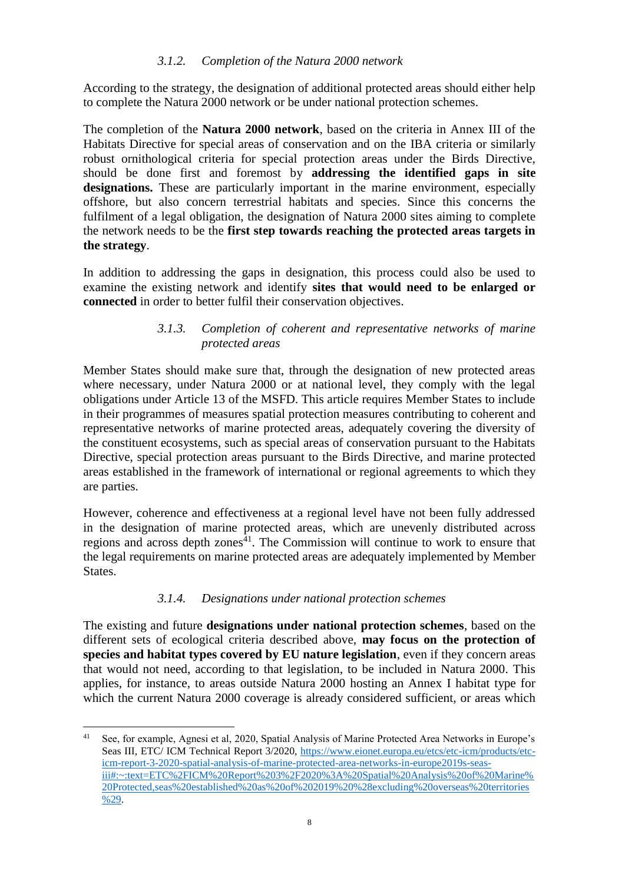### *3.1.2. Completion of the Natura 2000 network*

According to the strategy, the designation of additional protected areas should either help to complete the Natura 2000 network or be under national protection schemes.

The completion of the **Natura 2000 network**, based on the criteria in Annex III of the Habitats Directive for special areas of conservation and on the IBA criteria or similarly robust ornithological criteria for special protection areas under the Birds Directive, should be done first and foremost by **addressing the identified gaps in site designations.** These are particularly important in the marine environment, especially offshore, but also concern terrestrial habitats and species. Since this concerns the fulfilment of a legal obligation, the designation of Natura 2000 sites aiming to complete the network needs to be the **first step towards reaching the protected areas targets in the strategy**.

In addition to addressing the gaps in designation, this process could also be used to examine the existing network and identify **sites that would need to be enlarged or connected** in order to better fulfil their conservation objectives.

### *3.1.3. Completion of coherent and representative networks of marine protected areas*

Member States should make sure that, through the designation of new protected areas where necessary, under Natura 2000 or at national level, they comply with the legal obligations under Article 13 of the MSFD. This article requires Member States to include in their programmes of measures spatial protection measures contributing to coherent and representative networks of marine protected areas, adequately covering the diversity of the constituent ecosystems, such as special areas of conservation pursuant to the Habitats Directive, special protection areas pursuant to the Birds Directive, and marine protected areas established in the framework of international or regional agreements to which they are parties.

However, coherence and effectiveness at a regional level have not been fully addressed in the designation of marine protected areas, which are unevenly distributed across regions and across depth zones[41]. The Commission will continue to work to ensure that the legal requirements on marine protected areas are adequately implemented by Member States.

### *3.1.4. Designations under national protection schemes*

The existing and future **designations under national protection schemes**, based on the different sets of ecological criteria described above, **may focus on the protection of species and habitat types covered by EU nature legislation**, even if they concern areas that would not need, according to that legislation, to be included in Natura 2000. This applies, for instance, to areas outside Natura 2000 hosting an Annex I habitat type for which the current Natura 2000 coverage is already considered sufficient, or areas which

---

[41] See, for example, Agnesi et al, 2020, Spatial Analysis of Marine Protected Area Networks in Europe's Seas III, ETC/ ICM Technical Report 3/2020, https://www.eionet.europa.eu/etcs/etc-icm/products/etc-icm-report-3-2020-spatial-analysis-of-marine-protected-area-networks-in-europe2019s-seas-iii#:~:text=ETC%2FICM%20Report%203%2F2020%3A%20Spatial%20Analysis%20of%20Marine%20Protected,seas%20established%20as%20of%202019%20%28excluding%20overseas%20territories%29.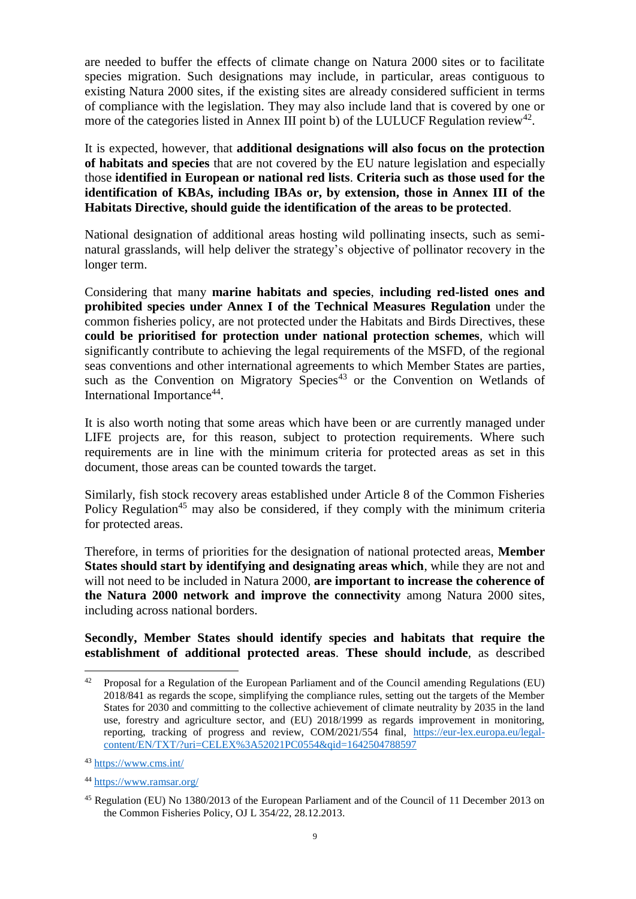are needed to buffer the effects of climate change on Natura 2000 sites or to facilitate species migration. Such designations may include, in particular, areas contiguous to existing Natura 2000 sites, if the existing sites are already considered sufficient in terms of compliance with the legislation. They may also include land that is covered by one or more of the categories listed in Annex III point b) of the LULUCF Regulation review[42].

It is expected, however, that **additional designations will also focus on the protection of habitats and species** that are not covered by the EU nature legislation and especially those **identified in European or national red lists**. **Criteria such as those used for the identification of KBAs, including IBAs or, by extension, those in Annex III of the Habitats Directive, should guide the identification of the areas to be protected**.

National designation of additional areas hosting wild pollinating insects, such as semi-natural grasslands, will help deliver the strategy's objective of pollinator recovery in the longer term.

Considering that many **marine habitats and species**, **including red-listed ones and prohibited species under Annex I of the Technical Measures Regulation** under the common fisheries policy, are not protected under the Habitats and Birds Directives, these **could be prioritised for protection under national protection schemes**, which will significantly contribute to achieving the legal requirements of the MSFD, of the regional seas conventions and other international agreements to which Member States are parties, such as the Convention on Migratory Species[43] or the Convention on Wetlands of International Importance[44].

It is also worth noting that some areas which have been or are currently managed under LIFE projects are, for this reason, subject to protection requirements. Where such requirements are in line with the minimum criteria for protected areas as set in this document, those areas can be counted towards the target.

Similarly, fish stock recovery areas established under Article 8 of the Common Fisheries Policy Regulation[45] may also be considered, if they comply with the minimum criteria for protected areas.

Therefore, in terms of priorities for the designation of national protected areas, **Member States should start by identifying and designating areas which**, while they are not and will not need to be included in Natura 2000, **are important to increase the coherence of the Natura 2000 network and improve the connectivity** among Natura 2000 sites, including across national borders.

**Secondly, Member States should identify species and habitats that require the establishment of additional protected areas**. **These should include**, as described

---

[42] Proposal for a Regulation of the European Parliament and of the Council amending Regulations (EU) 2018/841 as regards the scope, simplifying the compliance rules, setting out the targets of the Member States for 2030 and committing to the collective achievement of climate neutrality by 2035 in the land use, forestry and agriculture sector, and (EU) 2018/1999 as regards improvement in monitoring, reporting, tracking of progress and review, COM/2021/554 final, https://eur-lex.europa.eu/legal-content/EN/TXT/?uri=CELEX%3A52021PC0554&qid=1642504788597

[43] https://www.cms.int/

[44] https://www.ramsar.org/

[45] Regulation (EU) No 1380/2013 of the European Parliament and of the Council of 11 December 2013 on the Common Fisheries Policy, OJ L 354/22, 28.12.2013.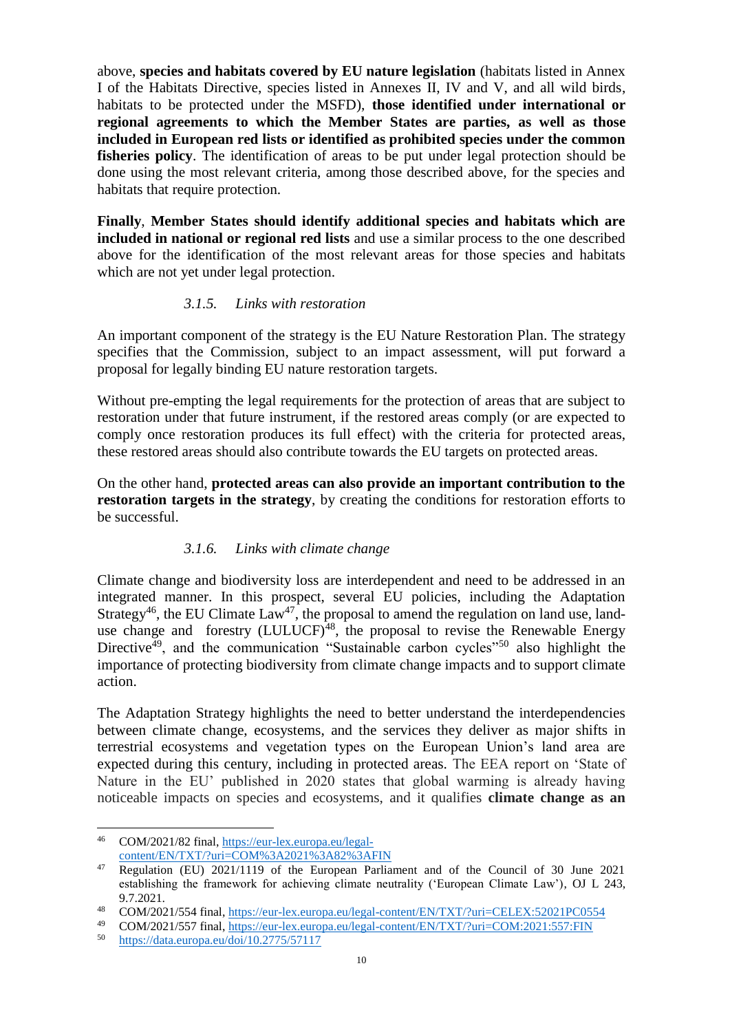above, **species and habitats covered by EU nature legislation** (habitats listed in Annex I of the Habitats Directive, species listed in Annexes II, IV and V, and all wild birds, habitats to be protected under the MSFD), **those identified under international or regional agreements to which the Member States are parties, as well as those included in European red lists or identified as prohibited species under the common fisheries policy**. The identification of areas to be put under legal protection should be done using the most relevant criteria, among those described above, for the species and habitats that require protection.

**Finally**, **Member States should identify additional species and habitats which are included in national or regional red lists** and use a similar process to the one described above for the identification of the most relevant areas for those species and habitats which are not yet under legal protection.

### *3.1.5. Links with restoration*

An important component of the strategy is the EU Nature Restoration Plan. The strategy specifies that the Commission, subject to an impact assessment, will put forward a proposal for legally binding EU nature restoration targets.

Without pre-empting the legal requirements for the protection of areas that are subject to restoration under that future instrument, if the restored areas comply (or are expected to comply once restoration produces its full effect) with the criteria for protected areas, these restored areas should also contribute towards the EU targets on protected areas.

On the other hand, **protected areas can also provide an important contribution to the restoration targets in the strategy**, by creating the conditions for restoration efforts to be successful.

### *3.1.6. Links with climate change*

Climate change and biodiversity loss are interdependent and need to be addressed in an integrated manner. In this prospect, several EU policies, including the Adaptation Strategy[46], the EU Climate Law[47], the proposal to amend the regulation on land use, land-use change and forestry (LULUCF)[48], the proposal to revise the Renewable Energy Directive[49], and the communication "Sustainable carbon cycles"[50] also highlight the importance of protecting biodiversity from climate change impacts and to support climate action.

The Adaptation Strategy highlights the need to better understand the interdependencies between climate change, ecosystems, and the services they deliver as major shifts in terrestrial ecosystems and vegetation types on the European Union's land area are expected during this century, including in protected areas. The EEA report on 'State of Nature in the EU' published in 2020 states that global warming is already having noticeable impacts on species and ecosystems, and it qualifies **climate change as an**

---

[46] COM/2021/82 final, https://eur-lex.europa.eu/legal-content/EN/TXT/?uri=COM%3A2021%3A82%3AFIN

[47] Regulation (EU) 2021/1119 of the European Parliament and of the Council of 30 June 2021 establishing the framework for achieving climate neutrality ('European Climate Law'), OJ L 243, 9.7.2021.

[48] COM/2021/554 final, https://eur-lex.europa.eu/legal-content/EN/TXT/?uri=CELEX:52021PC0554

[49] COM/2021/557 final, https://eur-lex.europa.eu/legal-content/EN/TXT/?uri=COM:2021:557:FIN

[50] https://data.europa.eu/doi/10.2775/57117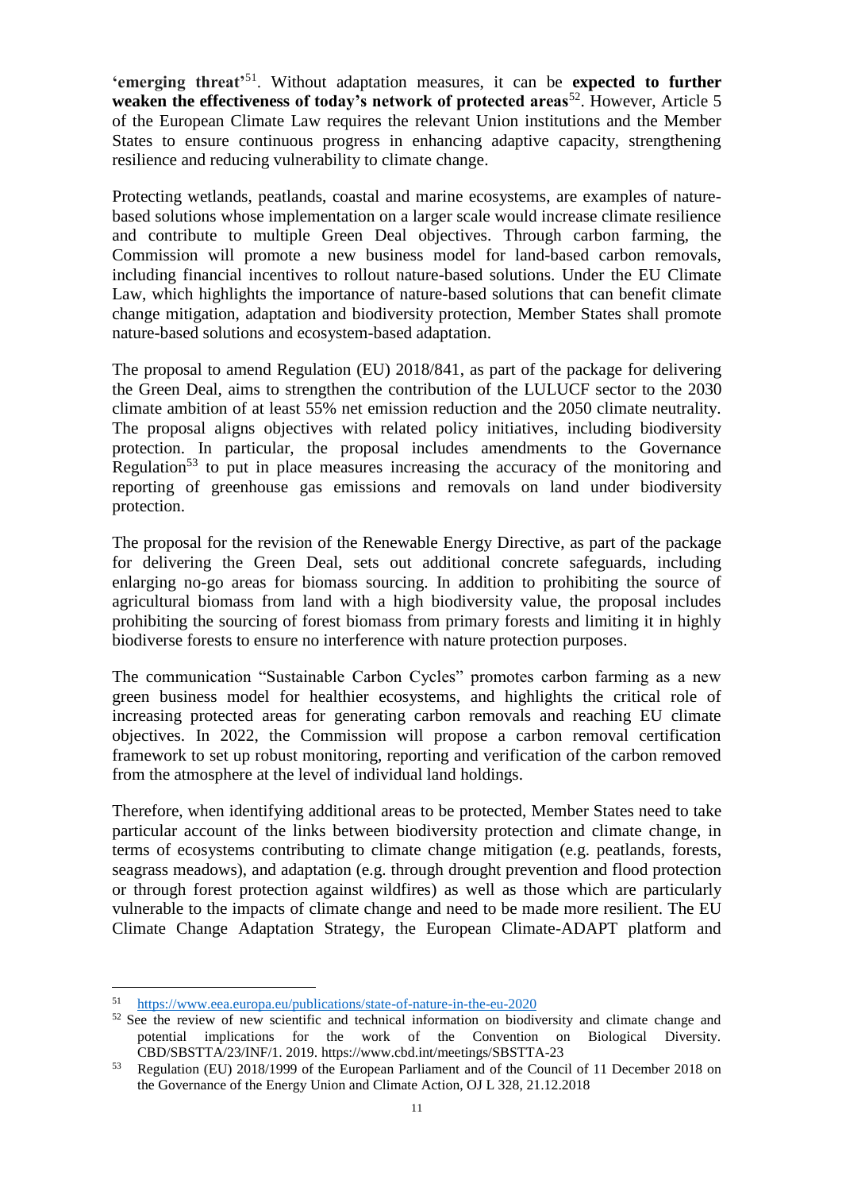**'emerging threat'**[51]. Without adaptation measures, it can be **expected to further weaken the effectiveness of today's network of protected areas**[52]. However, Article 5 of the European Climate Law requires the relevant Union institutions and the Member States to ensure continuous progress in enhancing adaptive capacity, strengthening resilience and reducing vulnerability to climate change.

Protecting wetlands, peatlands, coastal and marine ecosystems, are examples of nature-based solutions whose implementation on a larger scale would increase climate resilience and contribute to multiple Green Deal objectives. Through carbon farming, the Commission will promote a new business model for land-based carbon removals, including financial incentives to rollout nature-based solutions. Under the EU Climate Law, which highlights the importance of nature-based solutions that can benefit climate change mitigation, adaptation and biodiversity protection, Member States shall promote nature-based solutions and ecosystem-based adaptation.

The proposal to amend Regulation (EU) 2018/841, as part of the package for delivering the Green Deal, aims to strengthen the contribution of the LULUCF sector to the 2030 climate ambition of at least 55% net emission reduction and the 2050 climate neutrality. The proposal aligns objectives with related policy initiatives, including biodiversity protection. In particular, the proposal includes amendments to the Governance Regulation[53] to put in place measures increasing the accuracy of the monitoring and reporting of greenhouse gas emissions and removals on land under biodiversity protection.

The proposal for the revision of the Renewable Energy Directive, as part of the package for delivering the Green Deal, sets out additional concrete safeguards, including enlarging no-go areas for biomass sourcing. In addition to prohibiting the source of agricultural biomass from land with a high biodiversity value, the proposal includes prohibiting the sourcing of forest biomass from primary forests and limiting it in highly biodiverse forests to ensure no interference with nature protection purposes.

The communication "Sustainable Carbon Cycles" promotes carbon farming as a new green business model for healthier ecosystems, and highlights the critical role of increasing protected areas for generating carbon removals and reaching EU climate objectives. In 2022, the Commission will propose a carbon removal certification framework to set up robust monitoring, reporting and verification of the carbon removed from the atmosphere at the level of individual land holdings.

Therefore, when identifying additional areas to be protected, Member States need to take particular account of the links between biodiversity protection and climate change, in terms of ecosystems contributing to climate change mitigation (e.g. peatlands, forests, seagrass meadows), and adaptation (e.g. through drought prevention and flood protection or through forest protection against wildfires) as well as those which are particularly vulnerable to the impacts of climate change and need to be made more resilient. The EU Climate Change Adaptation Strategy, the European Climate-ADAPT platform and

---

[51] https://www.eea.europa.eu/publications/state-of-nature-in-the-eu-2020

[52] See the review of new scientific and technical information on biodiversity and climate change and potential implications for the work of the Convention on Biological Diversity. CBD/SBSTTA/23/INF/1. 2019. https://www.cbd.int/meetings/SBSTTA-23

[53] Regulation (EU) 2018/1999 of the European Parliament and of the Council of 11 December 2018 on the Governance of the Energy Union and Climate Action, OJ L 328, 21.12.2018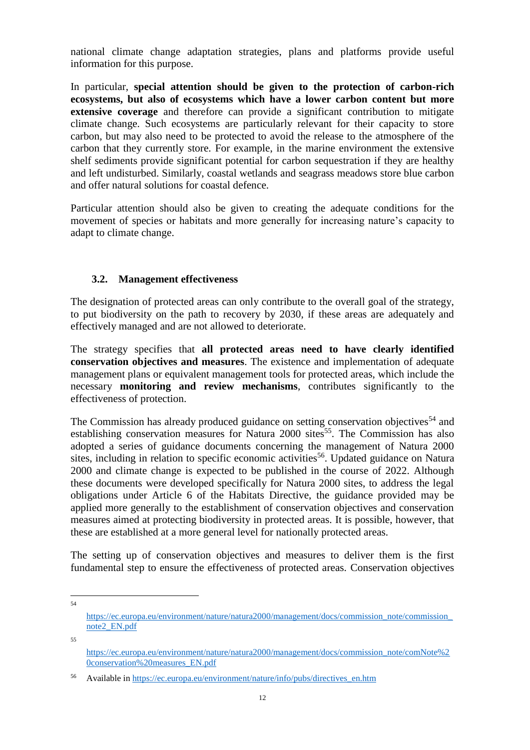national climate change adaptation strategies, plans and platforms provide useful information for this purpose.

In particular, **special attention should be given to the protection of carbon-rich ecosystems, but also of ecosystems which have a lower carbon content but more extensive coverage** and therefore can provide a significant contribution to mitigate climate change. Such ecosystems are particularly relevant for their capacity to store carbon, but may also need to be protected to avoid the release to the atmosphere of the carbon that they currently store. For example, in the marine environment the extensive shelf sediments provide significant potential for carbon sequestration if they are healthy and left undisturbed. Similarly, coastal wetlands and seagrass meadows store blue carbon and offer natural solutions for coastal defence.

Particular attention should also be given to creating the adequate conditions for the movement of species or habitats and more generally for increasing nature's capacity to adapt to climate change.

### 3.2. Management effectiveness

The designation of protected areas can only contribute to the overall goal of the strategy, to put biodiversity on the path to recovery by 2030, if these areas are adequately and effectively managed and are not allowed to deteriorate.

The strategy specifies that **all protected areas need to have clearly identified conservation objectives and measures**. The existence and implementation of adequate management plans or equivalent management tools for protected areas, which include the necessary **monitoring and review mechanisms**, contributes significantly to the effectiveness of protection.

The Commission has already produced guidance on setting conservation objectives[54] and establishing conservation measures for Natura 2000 sites[55]. The Commission has also adopted a series of guidance documents concerning the management of Natura 2000 sites, including in relation to specific economic activities[56]. Updated guidance on Natura 2000 and climate change is expected to be published in the course of 2022. Although these documents were developed specifically for Natura 2000 sites, to address the legal obligations under Article 6 of the Habitats Directive, the guidance provided may be applied more generally to the establishment of conservation objectives and conservation measures aimed at protecting biodiversity in protected areas. It is possible, however, that these are established at a more general level for nationally protected areas.

The setting up of conservation objectives and measures to deliver them is the first fundamental step to ensure the effectiveness of protected areas. Conservation objectives

---

[54] https://ec.europa.eu/environment/nature/natura2000/management/docs/commission_note/commission_note2_EN.pdf

[55] https://ec.europa.eu/environment/nature/natura2000/management/docs/commission_note/comNote%20conservation%20measures_EN.pdf

[56] Available in https://ec.europa.eu/environment/nature/info/pubs/directives_en.htm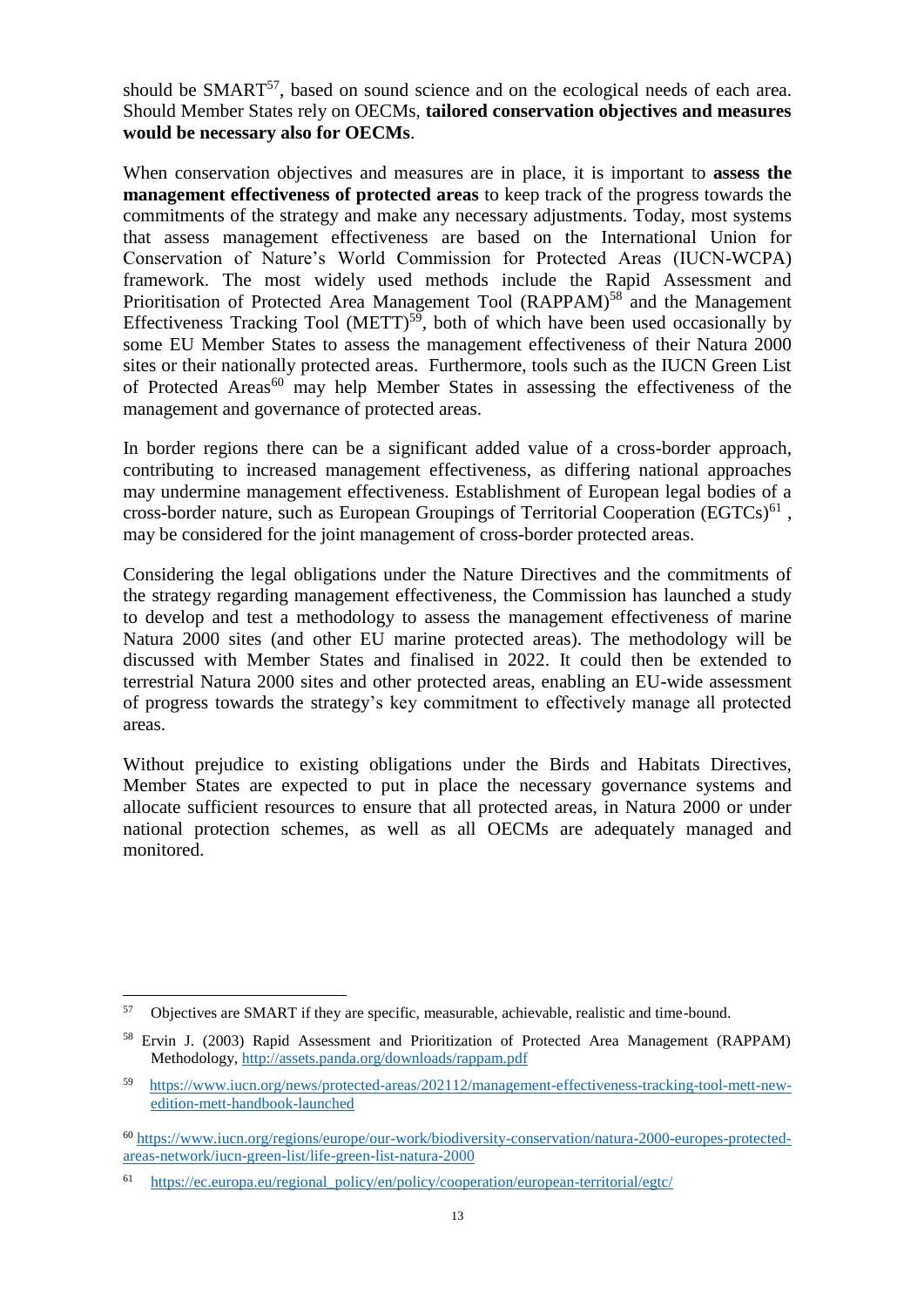should be SMART[57], based on sound science and on the ecological needs of each area. Should Member States rely on OECMs, **tailored conservation objectives and measures would be necessary also for OECMs**.

When conservation objectives and measures are in place, it is important to **assess the management effectiveness of protected areas** to keep track of the progress towards the commitments of the strategy and make any necessary adjustments. Today, most systems that assess management effectiveness are based on the International Union for Conservation of Nature's World Commission for Protected Areas (IUCN-WCPA) framework. The most widely used methods include the Rapid Assessment and Prioritisation of Protected Area Management Tool (RAPPAM)[58] and the Management Effectiveness Tracking Tool (METT)[59], both of which have been used occasionally by some EU Member States to assess the management effectiveness of their Natura 2000 sites or their nationally protected areas. Furthermore, tools such as the IUCN Green List of Protected Areas[60] may help Member States in assessing the effectiveness of the management and governance of protected areas.

In border regions there can be a significant added value of a cross-border approach, contributing to increased management effectiveness, as differing national approaches may undermine management effectiveness. Establishment of European legal bodies of a cross-border nature, such as European Groupings of Territorial Cooperation (EGTCs)[61], may be considered for the joint management of cross-border protected areas.

Considering the legal obligations under the Nature Directives and the commitments of the strategy regarding management effectiveness, the Commission has launched a study to develop and test a methodology to assess the management effectiveness of marine Natura 2000 sites (and other EU marine protected areas). The methodology will be discussed with Member States and finalised in 2022. It could then be extended to terrestrial Natura 2000 sites and other protected areas, enabling an EU-wide assessment of progress towards the strategy's key commitment to effectively manage all protected areas.

Without prejudice to existing obligations under the Birds and Habitats Directives, Member States are expected to put in place the necessary governance systems and allocate sufficient resources to ensure that all protected areas, in Natura 2000 or under national protection schemes, as well as all OECMs are adequately managed and monitored.

---

[57] Objectives are SMART if they are specific, measurable, achievable, realistic and time-bound.

[58] Ervin J. (2003) Rapid Assessment and Prioritization of Protected Area Management (RAPPAM) Methodology, http://assets.panda.org/downloads/rappam.pdf

[59] https://www.iucn.org/news/protected-areas/202112/management-effectiveness-tracking-tool-mett-new-edition-mett-handbook-launched

[60] https://www.iucn.org/regions/europe/our-work/biodiversity-conservation/natura-2000-europes-protected-areas-network/iucn-green-list/life-green-list-natura-2000

[61] https://ec.europa.eu/regional_policy/en/policy/cooperation/european-territorial/egtc/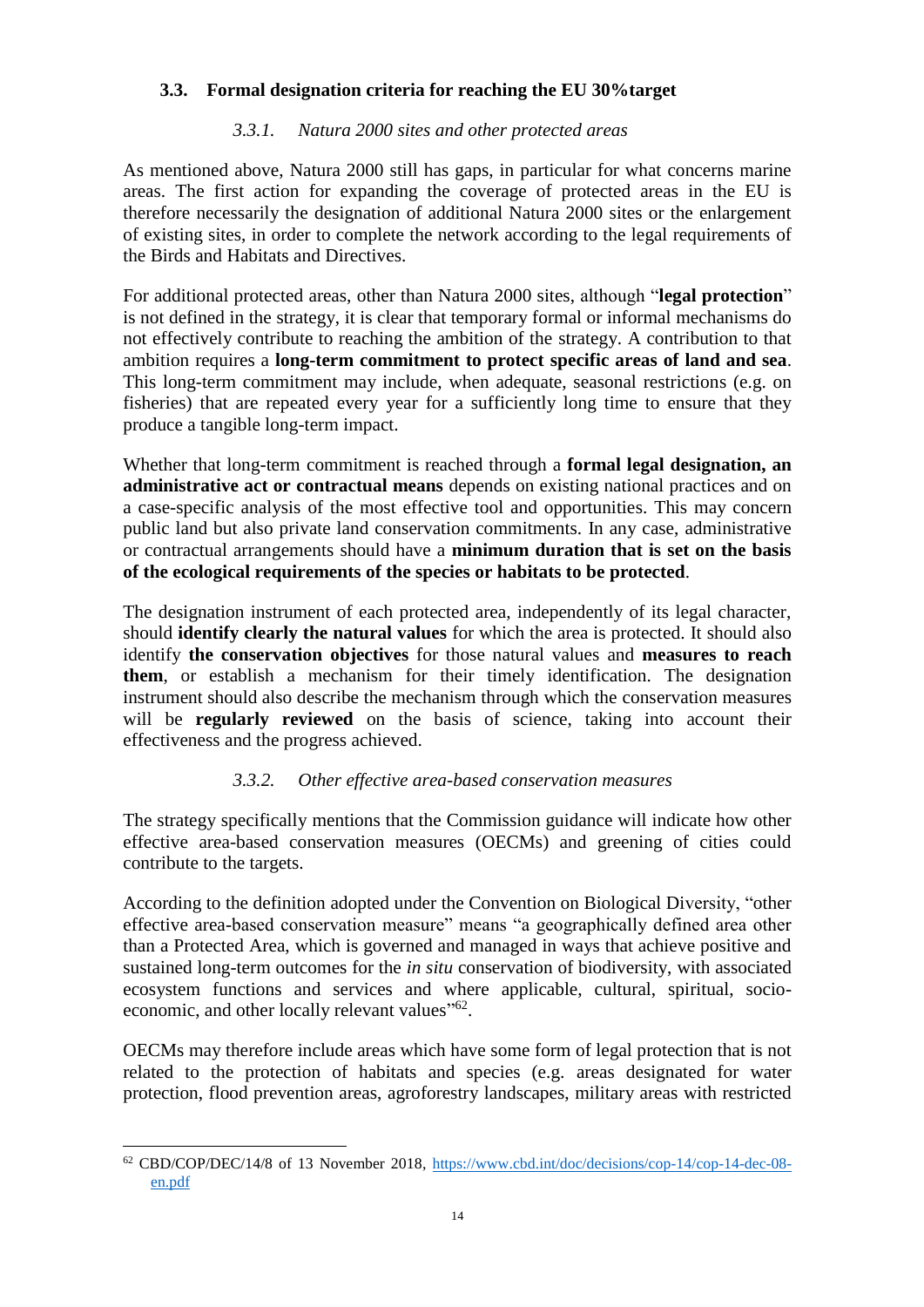### 3.3. Formal designation criteria for reaching the EU 30%target

#### *3.3.1. Natura 2000 sites and other protected areas*

As mentioned above, Natura 2000 still has gaps, in particular for what concerns marine areas. The first action for expanding the coverage of protected areas in the EU is therefore necessarily the designation of additional Natura 2000 sites or the enlargement of existing sites, in order to complete the network according to the legal requirements of the Birds and Habitats and Directives.

For additional protected areas, other than Natura 2000 sites, although "**legal protection**" is not defined in the strategy, it is clear that temporary formal or informal mechanisms do not effectively contribute to reaching the ambition of the strategy. A contribution to that ambition requires a **long-term commitment to protect specific areas of land and sea**. This long-term commitment may include, when adequate, seasonal restrictions (e.g. on fisheries) that are repeated every year for a sufficiently long time to ensure that they produce a tangible long-term impact.

Whether that long-term commitment is reached through a **formal legal designation, an administrative act or contractual means** depends on existing national practices and on a case-specific analysis of the most effective tool and opportunities. This may concern public land but also private land conservation commitments. In any case, administrative or contractual arrangements should have a **minimum duration that is set on the basis of the ecological requirements of the species or habitats to be protected**.

The designation instrument of each protected area, independently of its legal character, should **identify clearly the natural values** for which the area is protected. It should also identify **the conservation objectives** for those natural values and **measures to reach them**, or establish a mechanism for their timely identification. The designation instrument should also describe the mechanism through which the conservation measures will be **regularly reviewed** on the basis of science, taking into account their effectiveness and the progress achieved.

#### *3.3.2. Other effective area-based conservation measures*

The strategy specifically mentions that the Commission guidance will indicate how other effective area-based conservation measures (OECMs) and greening of cities could contribute to the targets.

According to the definition adopted under the Convention on Biological Diversity, "other effective area-based conservation measure" means "a geographically defined area other than a Protected Area, which is governed and managed in ways that achieve positive and sustained long-term outcomes for the *in situ* conservation of biodiversity, with associated ecosystem functions and services and where applicable, cultural, spiritual, socio-economic, and other locally relevant values"[62].

OECMs may therefore include areas which have some form of legal protection that is not related to the protection of habitats and species (e.g. areas designated for water protection, flood prevention areas, agroforestry landscapes, military areas with restricted

---

[62] CBD/COP/DEC/14/8 of 13 November 2018, https://www.cbd.int/doc/decisions/cop-14/cop-14-dec-08-en.pdf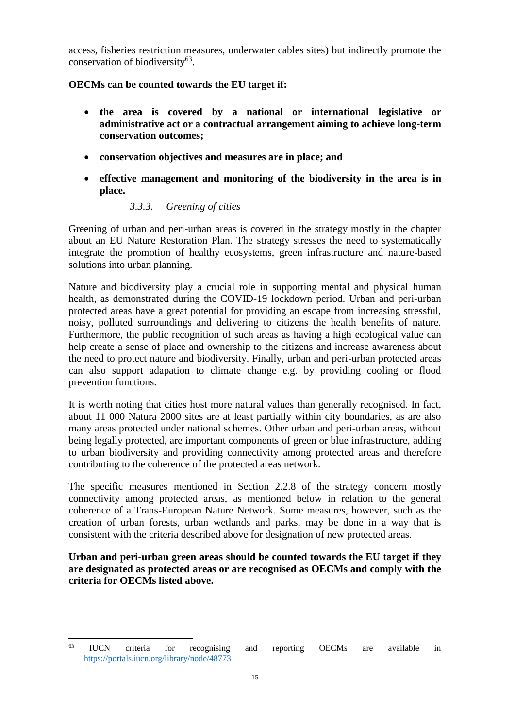access, fisheries restriction measures, underwater cables sites) but indirectly promote the conservation of biodiversity[63].

**OECMs can be counted towards the EU target if:**

- **the area is covered by a national or international legislative or administrative act or a contractual arrangement aiming to achieve long-term conservation outcomes;**
- **conservation objectives and measures are in place; and**
- **effective management and monitoring of the biodiversity in the area is in place.**

### *3.3.3. Greening of cities*

Greening of urban and peri-urban areas is covered in the strategy mostly in the chapter about an EU Nature Restoration Plan. The strategy stresses the need to systematically integrate the promotion of healthy ecosystems, green infrastructure and nature-based solutions into urban planning.

Nature and biodiversity play a crucial role in supporting mental and physical human health, as demonstrated during the COVID-19 lockdown period. Urban and peri-urban protected areas have a great potential for providing an escape from increasing stressful, noisy, polluted surroundings and delivering to citizens the health benefits of nature. Furthermore, the public recognition of such areas as having a high ecological value can help create a sense of place and ownership to the citizens and increase awareness about the need to protect nature and biodiversity. Finally, urban and peri-urban protected areas can also support adapation to climate change e.g. by providing cooling or flood prevention functions.

It is worth noting that cities host more natural values than generally recognised. In fact, about 11 000 Natura 2000 sites are at least partially within city boundaries, as are also many areas protected under national schemes. Other urban and peri-urban areas, without being legally protected, are important components of green or blue infrastructure, adding to urban biodiversity and providing connectivity among protected areas and therefore contributing to the coherence of the protected areas network.

The specific measures mentioned in Section 2.2.8 of the strategy concern mostly connectivity among protected areas, as mentioned below in relation to the general coherence of a Trans-European Nature Network. Some measures, however, such as the creation of urban forests, urban wetlands and parks, may be done in a way that is consistent with the criteria described above for designation of new protected areas.

**Urban and peri-urban green areas should be counted towards the EU target if they are designated as protected areas or are recognised as OECMs and comply with the criteria for OECMs listed above.**

---

[63] IUCN criteria for recognising and reporting OECMs are available in https://portals.iucn.org/library/node/48773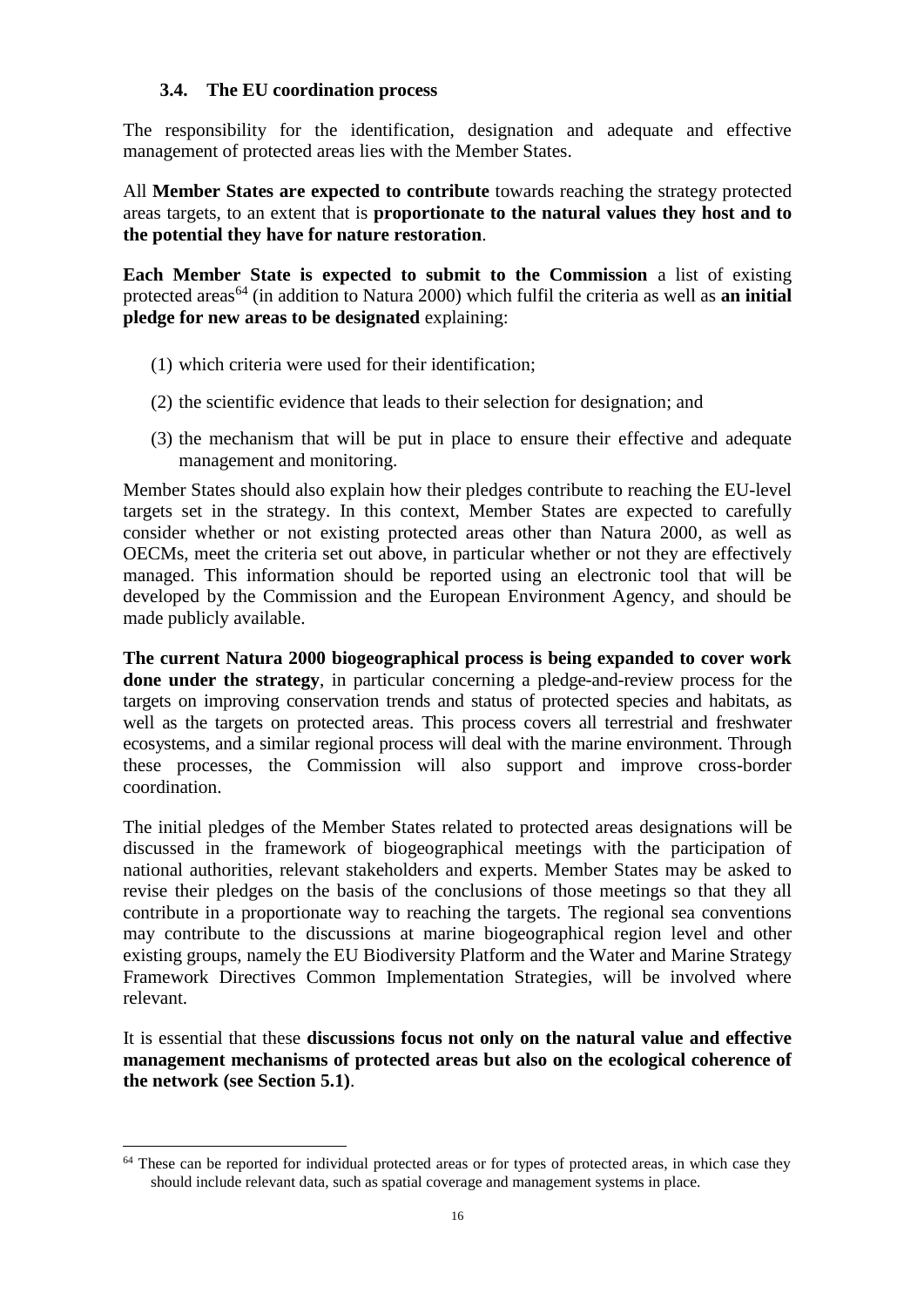### 3.4. The EU coordination process

The responsibility for the identification, designation and adequate and effective management of protected areas lies with the Member States.

All **Member States are expected to contribute** towards reaching the strategy protected areas targets, to an extent that is **proportionate to the natural values they host and to the potential they have for nature restoration**.

**Each Member State is expected to submit to the Commission** a list of existing protected areas[64] (in addition to Natura 2000) which fulfil the criteria as well as **an initial pledge for new areas to be designated** explaining:

(1) which criteria were used for their identification;

(2) the scientific evidence that leads to their selection for designation; and

(3) the mechanism that will be put in place to ensure their effective and adequate management and monitoring.

Member States should also explain how their pledges contribute to reaching the EU-level targets set in the strategy. In this context, Member States are expected to carefully consider whether or not existing protected areas other than Natura 2000, as well as OECMs, meet the criteria set out above, in particular whether or not they are effectively managed. This information should be reported using an electronic tool that will be developed by the Commission and the European Environment Agency, and should be made publicly available.

**The current Natura 2000 biogeographical process is being expanded to cover work done under the strategy**, in particular concerning a pledge-and-review process for the targets on improving conservation trends and status of protected species and habitats, as well as the targets on protected areas. This process covers all terrestrial and freshwater ecosystems, and a similar regional process will deal with the marine environment. Through these processes, the Commission will also support and improve cross-border coordination.

The initial pledges of the Member States related to protected areas designations will be discussed in the framework of biogeographical meetings with the participation of national authorities, relevant stakeholders and experts. Member States may be asked to revise their pledges on the basis of the conclusions of those meetings so that they all contribute in a proportionate way to reaching the targets. The regional sea conventions may contribute to the discussions at marine biogeographical region level and other existing groups, namely the EU Biodiversity Platform and the Water and Marine Strategy Framework Directives Common Implementation Strategies, will be involved where relevant.

It is essential that these **discussions focus not only on the natural value and effective management mechanisms of protected areas but also on the ecological coherence of the network (see Section 5.1)**.

[64] These can be reported for individual protected areas or for types of protected areas, in which case they should include relevant data, such as spatial coverage and management systems in place.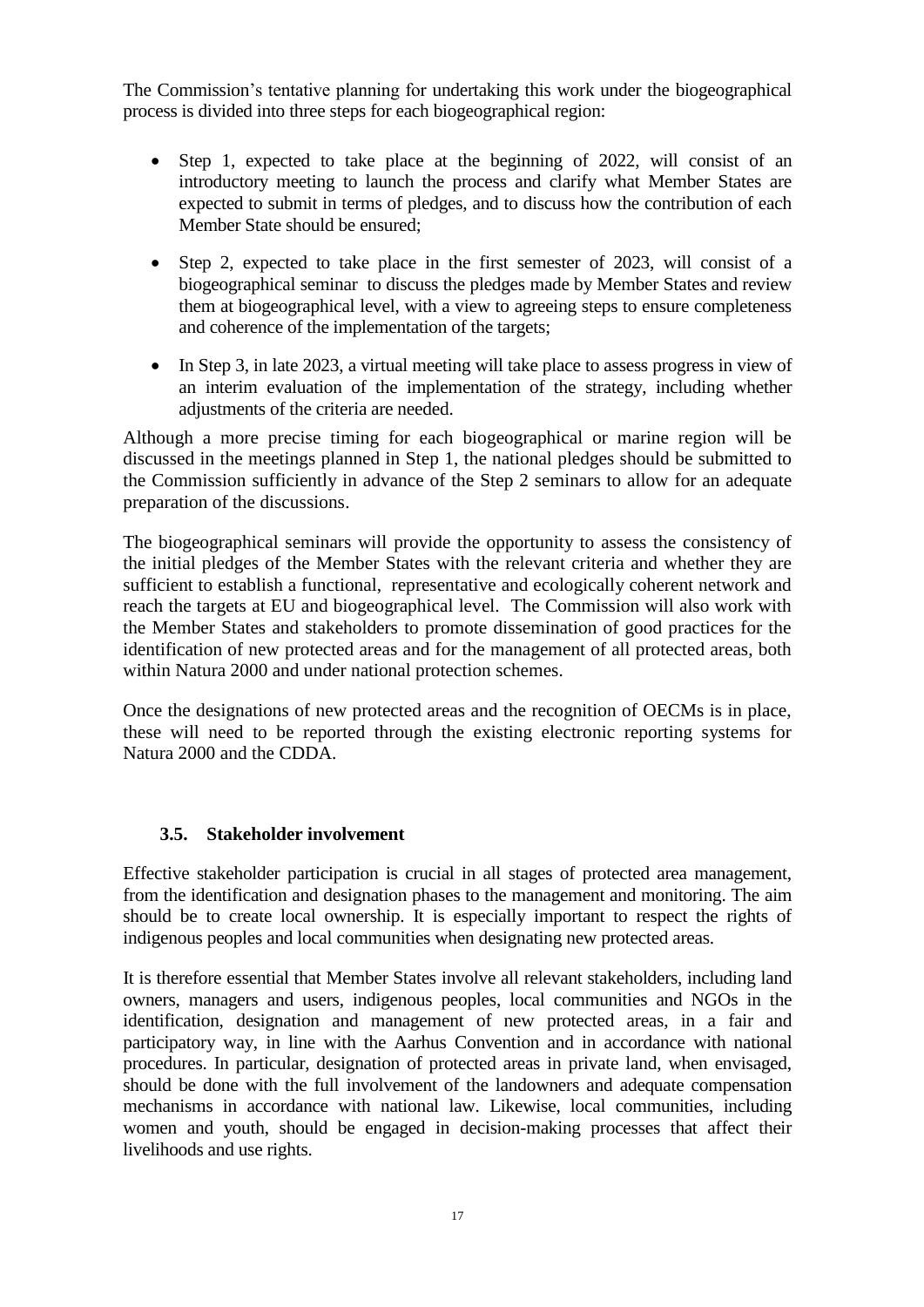The Commission's tentative planning for undertaking this work under the biogeographical process is divided into three steps for each biogeographical region:

- Step 1, expected to take place at the beginning of 2022, will consist of an introductory meeting to launch the process and clarify what Member States are expected to submit in terms of pledges, and to discuss how the contribution of each Member State should be ensured;
- Step 2, expected to take place in the first semester of 2023, will consist of a biogeographical seminar to discuss the pledges made by Member States and review them at biogeographical level, with a view to agreeing steps to ensure completeness and coherence of the implementation of the targets;
- In Step 3, in late 2023, a virtual meeting will take place to assess progress in view of an interim evaluation of the implementation of the strategy, including whether adjustments of the criteria are needed.

Although a more precise timing for each biogeographical or marine region will be discussed in the meetings planned in Step 1, the national pledges should be submitted to the Commission sufficiently in advance of the Step 2 seminars to allow for an adequate preparation of the discussions.

The biogeographical seminars will provide the opportunity to assess the consistency of the initial pledges of the Member States with the relevant criteria and whether they are sufficient to establish a functional, representative and ecologically coherent network and reach the targets at EU and biogeographical level. The Commission will also work with the Member States and stakeholders to promote dissemination of good practices for the identification of new protected areas and for the management of all protected areas, both within Natura 2000 and under national protection schemes.

Once the designations of new protected areas and the recognition of OECMs is in place, these will need to be reported through the existing electronic reporting systems for Natura 2000 and the CDDA.

### 3.5. Stakeholder involvement

Effective stakeholder participation is crucial in all stages of protected area management, from the identification and designation phases to the management and monitoring. The aim should be to create local ownership. It is especially important to respect the rights of indigenous peoples and local communities when designating new protected areas.

It is therefore essential that Member States involve all relevant stakeholders, including land owners, managers and users, indigenous peoples, local communities and NGOs in the identification, designation and management of new protected areas, in a fair and participatory way, in line with the Aarhus Convention and in accordance with national procedures. In particular, designation of protected areas in private land, when envisaged, should be done with the full involvement of the landowners and adequate compensation mechanisms in accordance with national law. Likewise, local communities, including women and youth, should be engaged in decision-making processes that affect their livelihoods and use rights.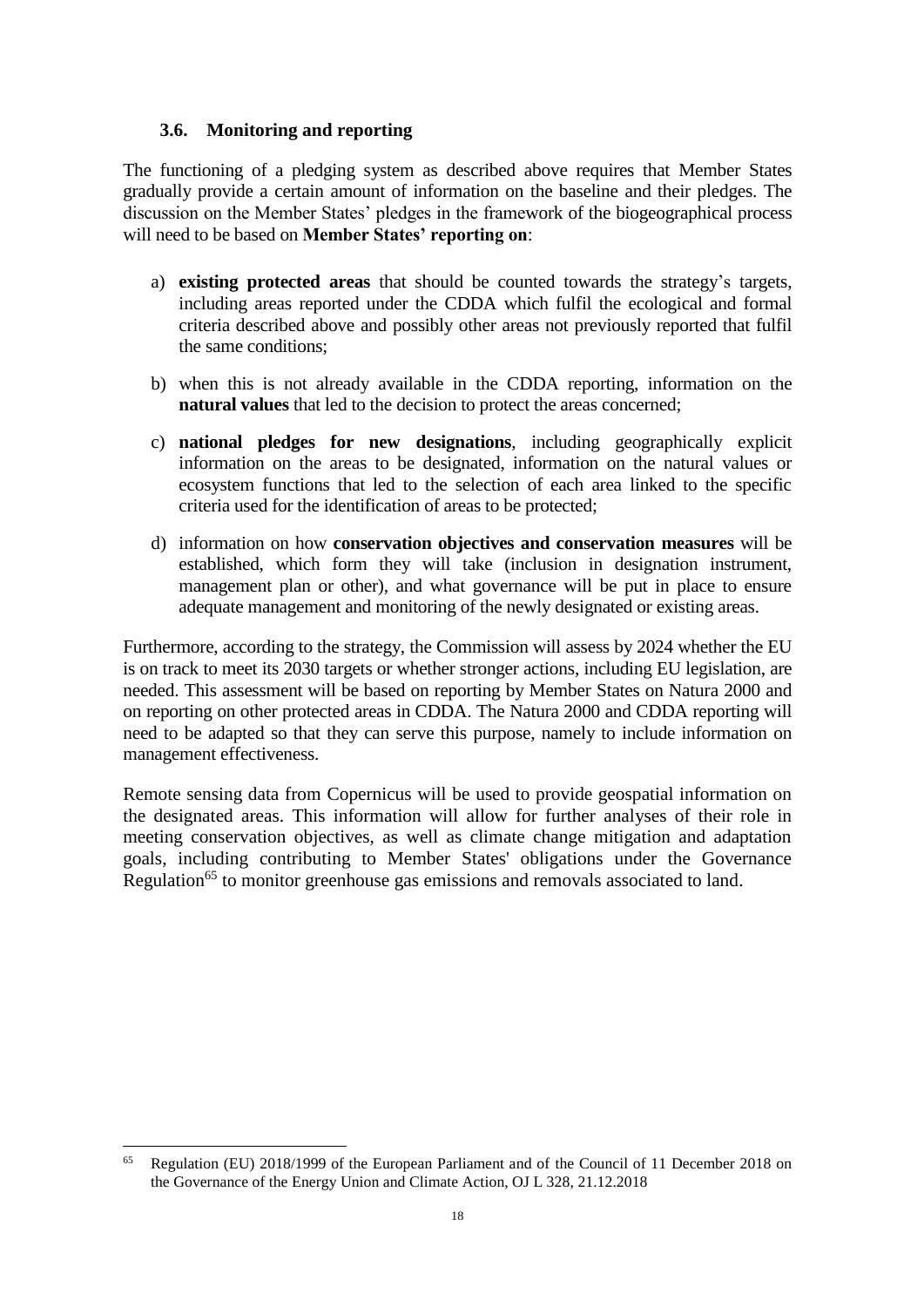### 3.6. Monitoring and reporting

The functioning of a pledging system as described above requires that Member States gradually provide a certain amount of information on the baseline and their pledges. The discussion on the Member States' pledges in the framework of the biogeographical process will need to be based on **Member States' reporting on**:

a) **existing protected areas** that should be counted towards the strategy's targets, including areas reported under the CDDA which fulfil the ecological and formal criteria described above and possibly other areas not previously reported that fulfil the same conditions;

b) when this is not already available in the CDDA reporting, information on the **natural values** that led to the decision to protect the areas concerned;

c) **national pledges for new designations**, including geographically explicit information on the areas to be designated, information on the natural values or ecosystem functions that led to the selection of each area linked to the specific criteria used for the identification of areas to be protected;

d) information on how **conservation objectives and conservation measures** will be established, which form they will take (inclusion in designation instrument, management plan or other), and what governance will be put in place to ensure adequate management and monitoring of the newly designated or existing areas.

Furthermore, according to the strategy, the Commission will assess by 2024 whether the EU is on track to meet its 2030 targets or whether stronger actions, including EU legislation, are needed. This assessment will be based on reporting by Member States on Natura 2000 and on reporting on other protected areas in CDDA. The Natura 2000 and CDDA reporting will need to be adapted so that they can serve this purpose, namely to include information on management effectiveness.

Remote sensing data from Copernicus will be used to provide geospatial information on the designated areas. This information will allow for further analyses of their role in meeting conservation objectives, as well as climate change mitigation and adaptation goals, including contributing to Member States' obligations under the Governance Regulation[65] to monitor greenhouse gas emissions and removals associated to land.

---

[65] Regulation (EU) 2018/1999 of the European Parliament and of the Council of 11 December 2018 on the Governance of the Energy Union and Climate Action, OJ L 328, 21.12.2018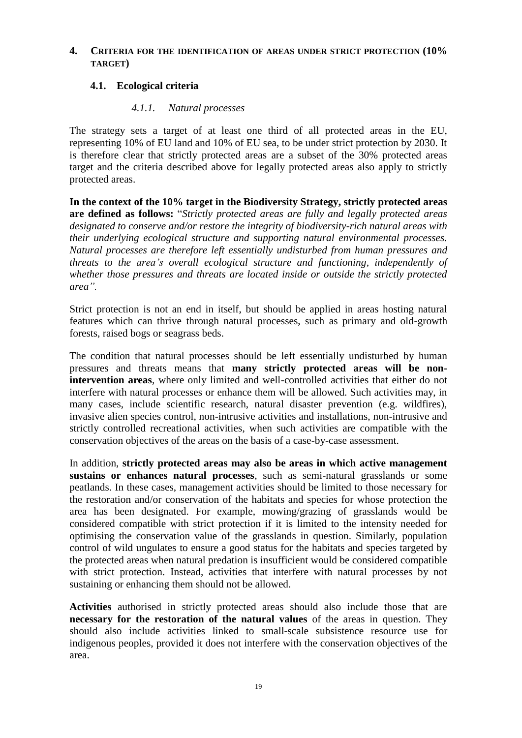## 4. Criteria for the identification of areas under strict protection (10% target)

### 4.1. Ecological criteria

#### *4.1.1. Natural processes*

The strategy sets a target of at least one third of all protected areas in the EU, representing 10% of EU land and 10% of EU sea, to be under strict protection by 2030. It is therefore clear that strictly protected areas are a subset of the 30% protected areas target and the criteria described above for legally protected areas also apply to strictly protected areas.

**In the context of the 10% target in the Biodiversity Strategy, strictly protected areas are defined as follows:** "*Strictly protected areas are fully and legally protected areas designated to conserve and/or restore the integrity of biodiversity-rich natural areas with their underlying ecological structure and supporting natural environmental processes. Natural processes are therefore left essentially undisturbed from human pressures and threats to the area's overall ecological structure and functioning, independently of whether those pressures and threats are located inside or outside the strictly protected area".*

Strict protection is not an end in itself, but should be applied in areas hosting natural features which can thrive through natural processes, such as primary and old-growth forests, raised bogs or seagrass beds.

The condition that natural processes should be left essentially undisturbed by human pressures and threats means that **many strictly protected areas will be non-intervention areas**, where only limited and well-controlled activities that either do not interfere with natural processes or enhance them will be allowed. Such activities may, in many cases, include scientific research, natural disaster prevention (e.g. wildfires), invasive alien species control, non-intrusive activities and installations, non-intrusive and strictly controlled recreational activities, when such activities are compatible with the conservation objectives of the areas on the basis of a case-by-case assessment.

In addition, **strictly protected areas may also be areas in which active management sustains or enhances natural processes**, such as semi-natural grasslands or some peatlands. In these cases, management activities should be limited to those necessary for the restoration and/or conservation of the habitats and species for whose protection the area has been designated. For example, mowing/grazing of grasslands would be considered compatible with strict protection if it is limited to the intensity needed for optimising the conservation value of the grasslands in question. Similarly, population control of wild ungulates to ensure a good status for the habitats and species targeted by the protected areas when natural predation is insufficient would be considered compatible with strict protection. Instead, activities that interfere with natural processes by not sustaining or enhancing them should not be allowed.

**Activities** authorised in strictly protected areas should also include those that are **necessary for the restoration of the natural values** of the areas in question. They should also include activities linked to small-scale subsistence resource use for indigenous peoples, provided it does not interfere with the conservation objectives of the area.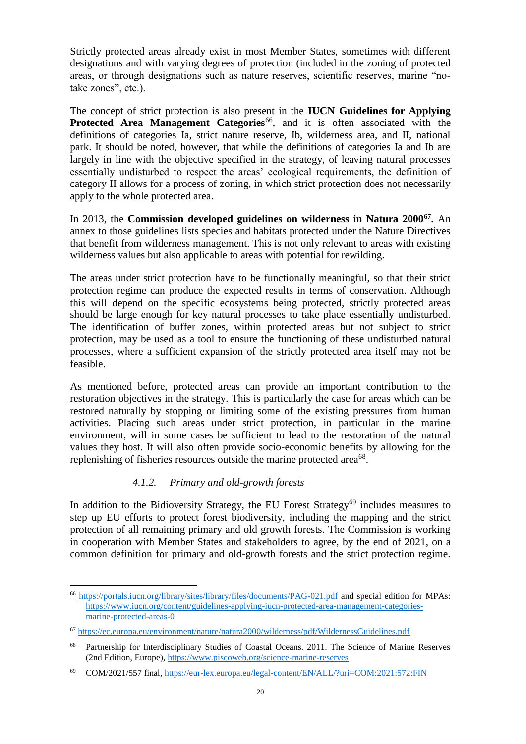Strictly protected areas already exist in most Member States, sometimes with different designations and with varying degrees of protection (included in the zoning of protected areas, or through designations such as nature reserves, scientific reserves, marine "no-take zones", etc.).

The concept of strict protection is also present in the **IUCN Guidelines for Applying Protected Area Management Categories**[66], and it is often associated with the definitions of categories Ia, strict nature reserve, Ib, wilderness area, and II, national park. It should be noted, however, that while the definitions of categories Ia and Ib are largely in line with the objective specified in the strategy, of leaving natural processes essentially undisturbed to respect the areas' ecological requirements, the definition of category II allows for a process of zoning, in which strict protection does not necessarily apply to the whole protected area.

In 2013, the **Commission developed guidelines on wilderness in Natura 2000[67].** An annex to those guidelines lists species and habitats protected under the Nature Directives that benefit from wilderness management. This is not only relevant to areas with existing wilderness values but also applicable to areas with potential for rewilding.

The areas under strict protection have to be functionally meaningful, so that their strict protection regime can produce the expected results in terms of conservation. Although this will depend on the specific ecosystems being protected, strictly protected areas should be large enough for key natural processes to take place essentially undisturbed. The identification of buffer zones, within protected areas but not subject to strict protection, may be used as a tool to ensure the functioning of these undisturbed natural processes, where a sufficient expansion of the strictly protected area itself may not be feasible.

As mentioned before, protected areas can provide an important contribution to the restoration objectives in the strategy. This is particularly the case for areas which can be restored naturally by stopping or limiting some of the existing pressures from human activities. Placing such areas under strict protection, in particular in the marine environment, will in some cases be sufficient to lead to the restoration of the natural values they host. It will also often provide socio-economic benefits by allowing for the replenishing of fisheries resources outside the marine protected area[68].

#### *4.1.2. Primary and old-growth forests*

In addition to the Bidioversity Strategy, the EU Forest Strategy[69] includes measures to step up EU efforts to protect forest biodiversity, including the mapping and the strict protection of all remaining primary and old growth forests. The Commission is working in cooperation with Member States and stakeholders to agree, by the end of 2021, on a common definition for primary and old-growth forests and the strict protection regime.

---

[66] https://portals.iucn.org/library/sites/library/files/documents/PAG-021.pdf and special edition for MPAs: https://www.iucn.org/content/guidelines-applying-iucn-protected-area-management-categories-marine-protected-areas-0

[67] https://ec.europa.eu/environment/nature/natura2000/wilderness/pdf/WildernessGuidelines.pdf

[68] Partnership for Interdisciplinary Studies of Coastal Oceans. 2011. The Science of Marine Reserves (2nd Edition, Europe), https://www.piscoweb.org/science-marine-reserves

[69] COM/2021/557 final, https://eur-lex.europa.eu/legal-content/EN/ALL/?uri=COM:2021:572:FIN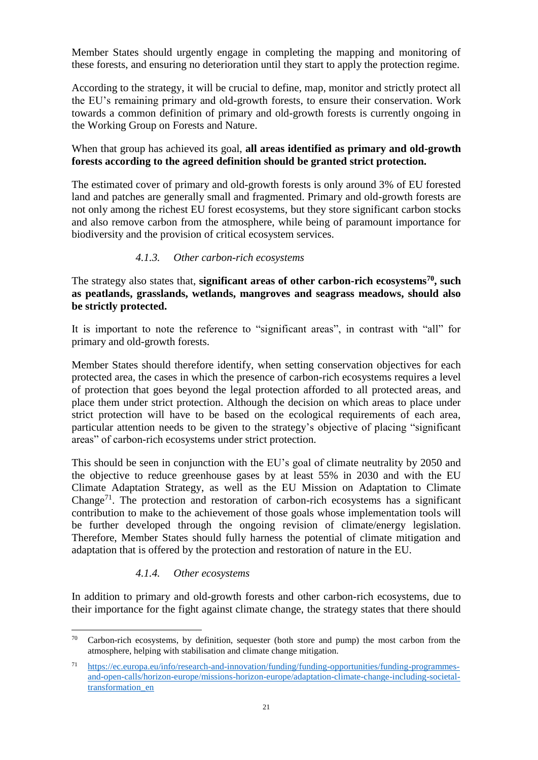Member States should urgently engage in completing the mapping and monitoring of these forests, and ensuring no deterioration until they start to apply the protection regime.

According to the strategy, it will be crucial to define, map, monitor and strictly protect all the EU's remaining primary and old-growth forests, to ensure their conservation. Work towards a common definition of primary and old-growth forests is currently ongoing in the Working Group on Forests and Nature.

When that group has achieved its goal, **all areas identified as primary and old-growth forests according to the agreed definition should be granted strict protection.**

The estimated cover of primary and old-growth forests is only around 3% of EU forested land and patches are generally small and fragmented. Primary and old-growth forests are not only among the richest EU forest ecosystems, but they store significant carbon stocks and also remove carbon from the atmosphere, while being of paramount importance for biodiversity and the provision of critical ecosystem services.

#### *4.1.3. Other carbon-rich ecosystems*

The strategy also states that, **significant areas of other carbon-rich ecosystems[70], such as peatlands, grasslands, wetlands, mangroves and seagrass meadows, should also be strictly protected.**

It is important to note the reference to "significant areas", in contrast with "all" for primary and old-growth forests.

Member States should therefore identify, when setting conservation objectives for each protected area, the cases in which the presence of carbon-rich ecosystems requires a level of protection that goes beyond the legal protection afforded to all protected areas, and place them under strict protection. Although the decision on which areas to place under strict protection will have to be based on the ecological requirements of each area, particular attention needs to be given to the strategy's objective of placing "significant areas" of carbon-rich ecosystems under strict protection.

This should be seen in conjunction with the EU's goal of climate neutrality by 2050 and the objective to reduce greenhouse gases by at least 55% in 2030 and with the EU Climate Adaptation Strategy, as well as the EU Mission on Adaptation to Climate Change[71]. The protection and restoration of carbon-rich ecosystems has a significant contribution to make to the achievement of those goals whose implementation tools will be further developed through the ongoing revision of climate/energy legislation. Therefore, Member States should fully harness the potential of climate mitigation and adaptation that is offered by the protection and restoration of nature in the EU.

#### *4.1.4. Other ecosystems*

In addition to primary and old-growth forests and other carbon-rich ecosystems, due to their importance for the fight against climate change, the strategy states that there should

---

[70] Carbon-rich ecosystems, by definition, sequester (both store and pump) the most carbon from the atmosphere, helping with stabilisation and climate change mitigation.

[71] https://ec.europa.eu/info/research-and-innovation/funding/funding-opportunities/funding-programmes-and-open-calls/horizon-europe/missions-horizon-europe/adaptation-climate-change-including-societal-transformation_en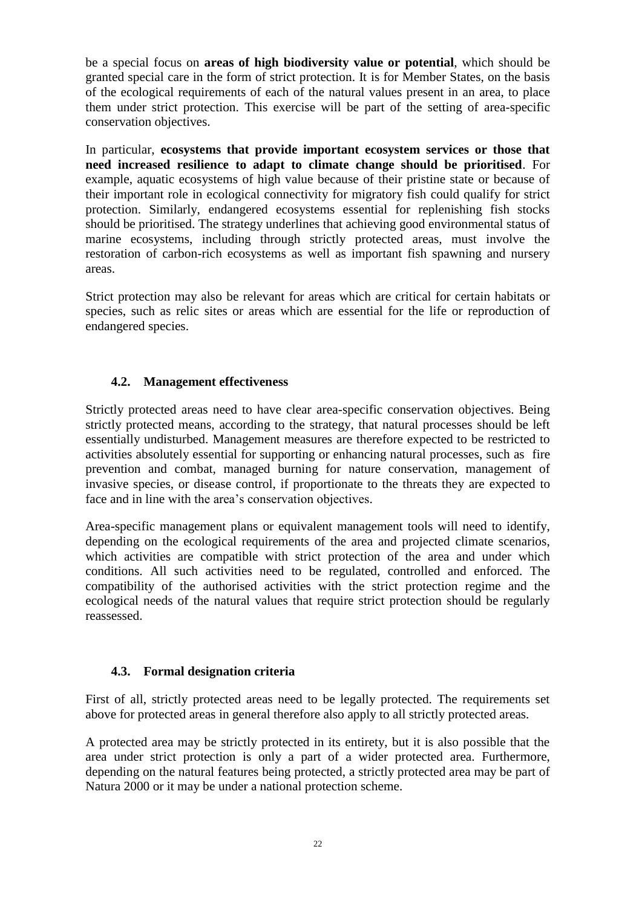be a special focus on **areas of high biodiversity value or potential**, which should be granted special care in the form of strict protection. It is for Member States, on the basis of the ecological requirements of each of the natural values present in an area, to place them under strict protection. This exercise will be part of the setting of area-specific conservation objectives.

In particular, **ecosystems that provide important ecosystem services or those that need increased resilience to adapt to climate change should be prioritised**. For example, aquatic ecosystems of high value because of their pristine state or because of their important role in ecological connectivity for migratory fish could qualify for strict protection. Similarly, endangered ecosystems essential for replenishing fish stocks should be prioritised. The strategy underlines that achieving good environmental status of marine ecosystems, including through strictly protected areas, must involve the restoration of carbon-rich ecosystems as well as important fish spawning and nursery areas.

Strict protection may also be relevant for areas which are critical for certain habitats or species, such as relic sites or areas which are essential for the life or reproduction of endangered species.

### 4.2. Management effectiveness

Strictly protected areas need to have clear area-specific conservation objectives. Being strictly protected means, according to the strategy, that natural processes should be left essentially undisturbed. Management measures are therefore expected to be restricted to activities absolutely essential for supporting or enhancing natural processes, such as fire prevention and combat, managed burning for nature conservation, management of invasive species, or disease control, if proportionate to the threats they are expected to face and in line with the area's conservation objectives.

Area-specific management plans or equivalent management tools will need to identify, depending on the ecological requirements of the area and projected climate scenarios, which activities are compatible with strict protection of the area and under which conditions. All such activities need to be regulated, controlled and enforced. The compatibility of the authorised activities with the strict protection regime and the ecological needs of the natural values that require strict protection should be regularly reassessed.

### 4.3. Formal designation criteria

First of all, strictly protected areas need to be legally protected. The requirements set above for protected areas in general therefore also apply to all strictly protected areas.

A protected area may be strictly protected in its entirety, but it is also possible that the area under strict protection is only a part of a wider protected area. Furthermore, depending on the natural features being protected, a strictly protected area may be part of Natura 2000 or it may be under a national protection scheme.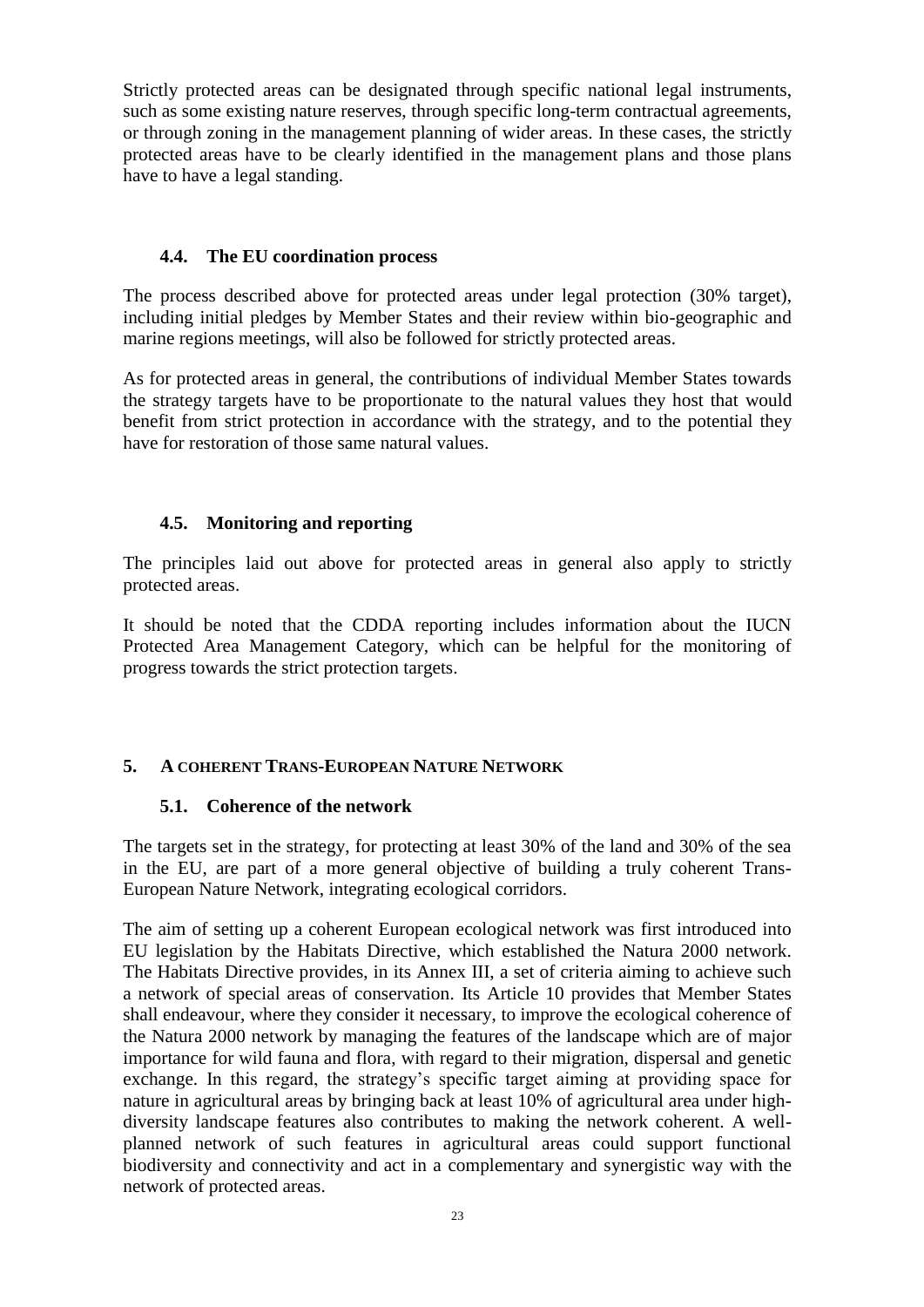Strictly protected areas can be designated through specific national legal instruments, such as some existing nature reserves, through specific long-term contractual agreements, or through zoning in the management planning of wider areas. In these cases, the strictly protected areas have to be clearly identified in the management plans and those plans have to have a legal standing.

### 4.4. The EU coordination process

The process described above for protected areas under legal protection (30% target), including initial pledges by Member States and their review within bio-geographic and marine regions meetings, will also be followed for strictly protected areas.

As for protected areas in general, the contributions of individual Member States towards the strategy targets have to be proportionate to the natural values they host that would benefit from strict protection in accordance with the strategy, and to the potential they have for restoration of those same natural values.

### 4.5. Monitoring and reporting

The principles laid out above for protected areas in general also apply to strictly protected areas.

It should be noted that the CDDA reporting includes information about the IUCN Protected Area Management Category, which can be helpful for the monitoring of progress towards the strict protection targets.

## 5. A COHERENT TRANS-EUROPEAN NATURE NETWORK

### 5.1. Coherence of the network

The targets set in the strategy, for protecting at least 30% of the land and 30% of the sea in the EU, are part of a more general objective of building a truly coherent Trans-European Nature Network, integrating ecological corridors.

The aim of setting up a coherent European ecological network was first introduced into EU legislation by the Habitats Directive, which established the Natura 2000 network. The Habitats Directive provides, in its Annex III, a set of criteria aiming to achieve such a network of special areas of conservation. Its Article 10 provides that Member States shall endeavour, where they consider it necessary, to improve the ecological coherence of the Natura 2000 network by managing the features of the landscape which are of major importance for wild fauna and flora, with regard to their migration, dispersal and genetic exchange. In this regard, the strategy's specific target aiming at providing space for nature in agricultural areas by bringing back at least 10% of agricultural area under high-diversity landscape features also contributes to making the network coherent. A well-planned network of such features in agricultural areas could support functional biodiversity and connectivity and act in a complementary and synergistic way with the network of protected areas.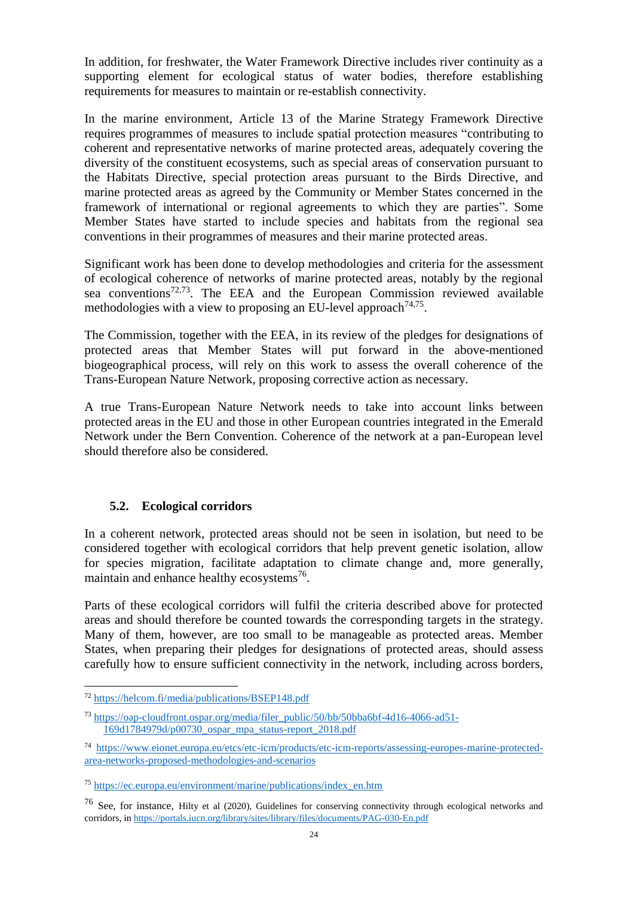In addition, for freshwater, the Water Framework Directive includes river continuity as a supporting element for ecological status of water bodies, therefore establishing requirements for measures to maintain or re-establish connectivity.

In the marine environment, Article 13 of the Marine Strategy Framework Directive requires programmes of measures to include spatial protection measures "contributing to coherent and representative networks of marine protected areas, adequately covering the diversity of the constituent ecosystems, such as special areas of conservation pursuant to the Habitats Directive, special protection areas pursuant to the Birds Directive, and marine protected areas as agreed by the Community or Member States concerned in the framework of international or regional agreements to which they are parties". Some Member States have started to include species and habitats from the regional sea conventions in their programmes of measures and their marine protected areas.

Significant work has been done to develop methodologies and criteria for the assessment of ecological coherence of networks of marine protected areas, notably by the regional sea conventions[72,73]. The EEA and the European Commission reviewed available methodologies with a view to proposing an EU-level approach[74,75].

The Commission, together with the EEA, in its review of the pledges for designations of protected areas that Member States will put forward in the above-mentioned biogeographical process, will rely on this work to assess the overall coherence of the Trans-European Nature Network, proposing corrective action as necessary.

A true Trans-European Nature Network needs to take into account links between protected areas in the EU and those in other European countries integrated in the Emerald Network under the Bern Convention. Coherence of the network at a pan-European level should therefore also be considered.

### 5.2. Ecological corridors

In a coherent network, protected areas should not be seen in isolation, but need to be considered together with ecological corridors that help prevent genetic isolation, allow for species migration, facilitate adaptation to climate change and, more generally, maintain and enhance healthy ecosystems[76].

Parts of these ecological corridors will fulfil the criteria described above for protected areas and should therefore be counted towards the corresponding targets in the strategy. Many of them, however, are too small to be manageable as protected areas. Member States, when preparing their pledges for designations of protected areas, should assess carefully how to ensure sufficient connectivity in the network, including across borders,

---

[72] https://helcom.fi/media/publications/BSEP148.pdf

[73] https://oap-cloudfront.ospar.org/media/filer_public/50/bb/50bba6bf-4d16-4066-ad51-169d1784979d/p00730_ospar_mpa_status-report_2018.pdf

[74] https://www.eionet.europa.eu/etcs/etc-icm/products/etc-icm-reports/assessing-europes-marine-protected-area-networks-proposed-methodologies-and-scenarios

[75] https://ec.europa.eu/environment/marine/publications/index_en.htm

[76] See, for instance, Hilty et al (2020), Guidelines for conserving connectivity through ecological networks and corridors, in https://portals.iucn.org/library/sites/library/files/documents/PAG-030-En.pdf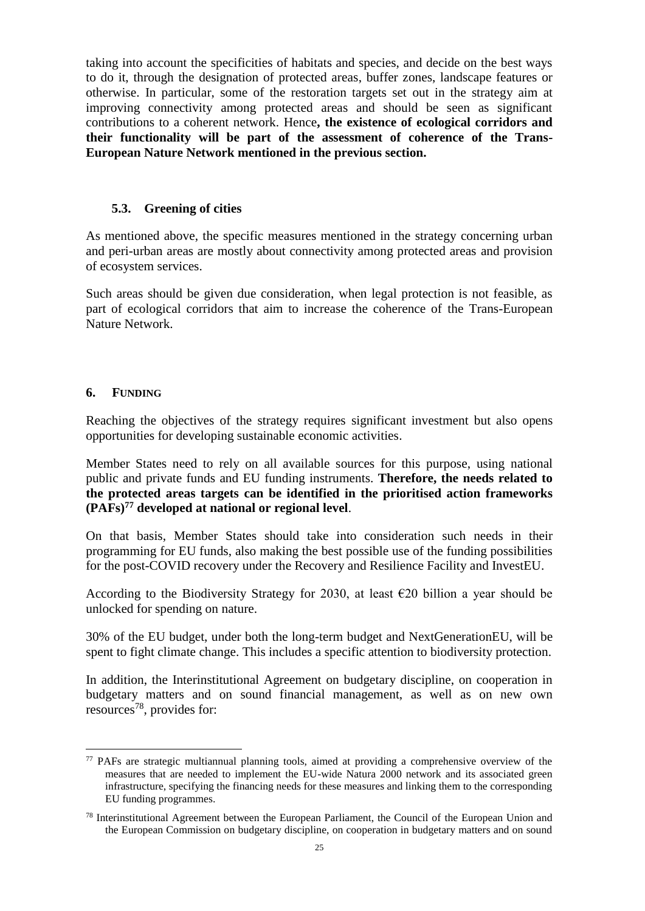taking into account the specificities of habitats and species, and decide on the best ways to do it, through the designation of protected areas, buffer zones, landscape features or otherwise. In particular, some of the restoration targets set out in the strategy aim at improving connectivity among protected areas and should be seen as significant contributions to a coherent network. Hence**, the existence of ecological corridors and their functionality will be part of the assessment of coherence of the Trans-European Nature Network mentioned in the previous section.**

### 5.3. Greening of cities

As mentioned above, the specific measures mentioned in the strategy concerning urban and peri-urban areas are mostly about connectivity among protected areas and provision of ecosystem services.

Such areas should be given due consideration, when legal protection is not feasible, as part of ecological corridors that aim to increase the coherence of the Trans-European Nature Network.

## 6. FUNDING

Reaching the objectives of the strategy requires significant investment but also opens opportunities for developing sustainable economic activities.

Member States need to rely on all available sources for this purpose, using national public and private funds and EU funding instruments. **Therefore, the needs related to the protected areas targets can be identified in the prioritised action frameworks (PAFs)[77] developed at national or regional level**.

On that basis, Member States should take into consideration such needs in their programming for EU funds, also making the best possible use of the funding possibilities for the post-COVID recovery under the Recovery and Resilience Facility and InvestEU.

According to the Biodiversity Strategy for 2030, at least €20 billion a year should be unlocked for spending on nature.

30% of the EU budget, under both the long-term budget and NextGenerationEU, will be spent to fight climate change. This includes a specific attention to biodiversity protection.

In addition, the Interinstitutional Agreement on budgetary discipline, on cooperation in budgetary matters and on sound financial management, as well as on new own resources[78], provides for:

---

[77] PAFs are strategic multiannual planning tools, aimed at providing a comprehensive overview of the measures that are needed to implement the EU-wide Natura 2000 network and its associated green infrastructure, specifying the financing needs for these measures and linking them to the corresponding EU funding programmes.

[78] Interinstitutional Agreement between the European Parliament, the Council of the European Union and the European Commission on budgetary discipline, on cooperation in budgetary matters and on sound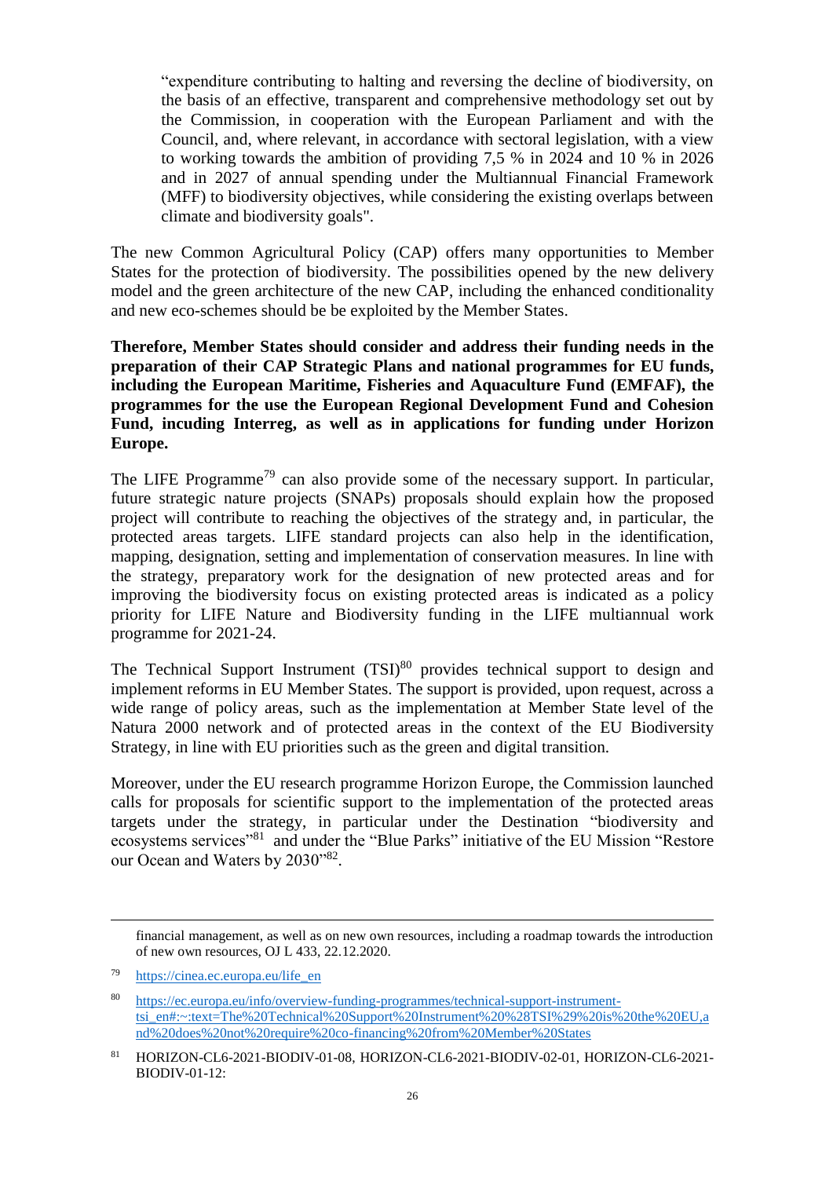"expenditure contributing to halting and reversing the decline of biodiversity, on the basis of an effective, transparent and comprehensive methodology set out by the Commission, in cooperation with the European Parliament and with the Council, and, where relevant, in accordance with sectoral legislation, with a view to working towards the ambition of providing 7,5 % in 2024 and 10 % in 2026 and in 2027 of annual spending under the Multiannual Financial Framework (MFF) to biodiversity objectives, while considering the existing overlaps between climate and biodiversity goals".

The new Common Agricultural Policy (CAP) offers many opportunities to Member States for the protection of biodiversity. The possibilities opened by the new delivery model and the green architecture of the new CAP, including the enhanced conditionality and new eco-schemes should be be exploited by the Member States.

**Therefore, Member States should consider and address their funding needs in the preparation of their CAP Strategic Plans and national programmes for EU funds, including the European Maritime, Fisheries and Aquaculture Fund (EMFAF), the programmes for the use the European Regional Development Fund and Cohesion Fund, incuding Interreg, as well as in applications for funding under Horizon Europe.**

The LIFE Programme[79] can also provide some of the necessary support. In particular, future strategic nature projects (SNAPs) proposals should explain how the proposed project will contribute to reaching the objectives of the strategy and, in particular, the protected areas targets. LIFE standard projects can also help in the identification, mapping, designation, setting and implementation of conservation measures. In line with the strategy, preparatory work for the designation of new protected areas and for improving the biodiversity focus on existing protected areas is indicated as a policy priority for LIFE Nature and Biodiversity funding in the LIFE multiannual work programme for 2021-24.

The Technical Support Instrument (TSI)[80] provides technical support to design and implement reforms in EU Member States. The support is provided, upon request, across a wide range of policy areas, such as the implementation at Member State level of the Natura 2000 network and of protected areas in the context of the EU Biodiversity Strategy, in line with EU priorities such as the green and digital transition.

Moreover, under the EU research programme Horizon Europe, the Commission launched calls for proposals for scientific support to the implementation of the protected areas targets under the strategy, in particular under the Destination "biodiversity and ecosystems services"[81] and under the "Blue Parks" initiative of the EU Mission "Restore our Ocean and Waters by 2030"[82].

---

financial management, as well as on new own resources, including a roadmap towards the introduction of new own resources, OJ L 433, 22.12.2020.

[79] https://cinea.ec.europa.eu/life_en

[80] https://ec.europa.eu/info/overview-funding-programmes/technical-support-instrument-tsi_en#:~:text=The%20Technical%20Support%20Instrument%20%28TSI%29%20is%20the%20EU,and%20does%20not%20require%20co-financing%20from%20Member%20States

[81] HORIZON-CL6-2021-BIODIV-01-08, HORIZON-CL6-2021-BIODIV-02-01, HORIZON-CL6-2021-BIODIV-01-12: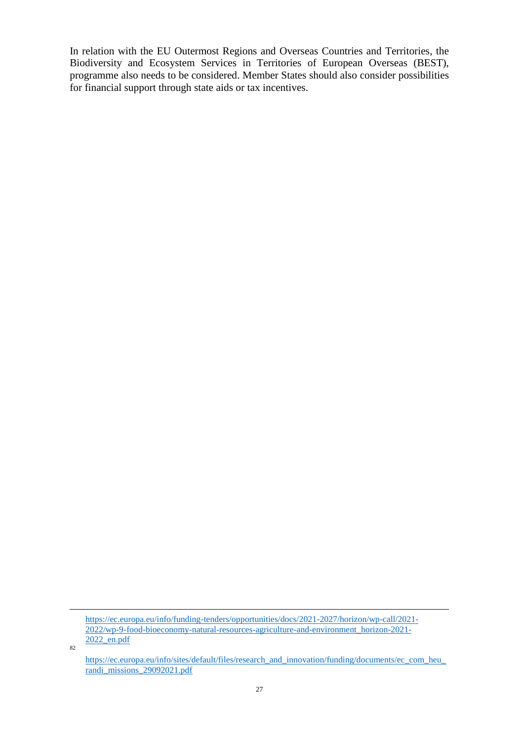In relation with the EU Outermost Regions and Overseas Countries and Territories, the Biodiversity and Ecosystem Services in Territories of European Overseas (BEST), programme also needs to be considered. Member States should also consider possibilities for financial support through state aids or tax incentives.

---

https://ec.europa.eu/info/funding-tenders/opportunities/docs/2021-2027/horizon/wp-call/2021-2022/wp-9-food-bioeconomy-natural-resources-agriculture-and-environment_horizon-2021-2022_en.pdf

[82] https://ec.europa.eu/info/sites/default/files/research_and_innovation/funding/documents/ec_com_heu_randi_missions_29092021.pdf